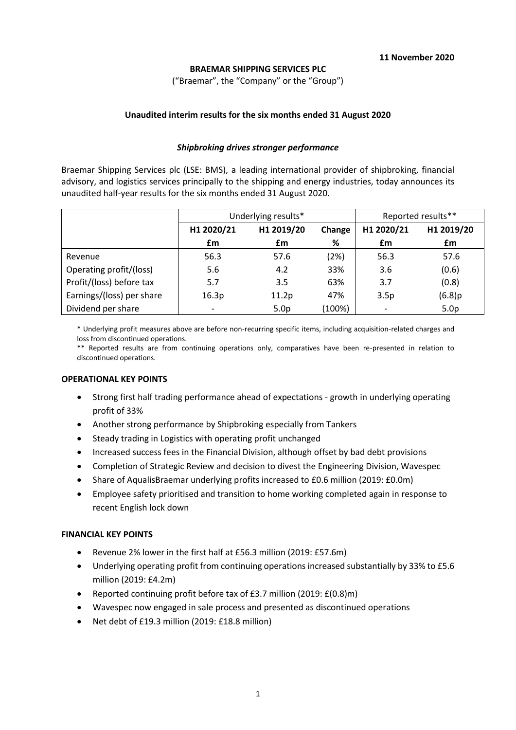**11 November 2020**

**BRAEMAR SHIPPING SERVICES PLC**

("Braemar", the "Company" or the "Group")

**Unaudited interim results for the six months ended 31 August 2020**

***Shipbroking drives stronger performance***

Braemar Shipping Services plc (LSE: BMS), a leading international provider of shipbroking, financial advisory, and logistics services principally to the shipping and energy industries, today announces its unaudited half-year results for the six months ended 31 August 2020.

| | Underlying results* | | | Reported results** | |
|---|---|---|---|---|---|
| | **H1 2020/21** | **H1 2019/20** | **Change** | **H1 2020/21** | **H1 2019/20** |
| | **£m** | **£m** | **%** | **£m** | **£m** |
| Revenue | 56.3 | 57.6 | (2%) | 56.3 | 57.6 |
| Operating profit/(loss) | 5.6 | 4.2 | 33% | 3.6 | (0.6) |
| Profit/(loss) before tax | 5.7 | 3.5 | 63% | 3.7 | (0.8) |
| Earnings/(loss) per share | 16.3p | 11.2p | 47% | 3.5p | (6.8)p |
| Dividend per share | - | 5.0p | (100%) | - | 5.0p |

\* Underlying profit measures above are before non-recurring specific items, including acquisition-related charges and loss from discontinued operations.

\** Reported results are from continuing operations only, comparatives have been re-presented in relation to discontinued operations.

**OPERATIONAL KEY POINTS**

- Strong first half trading performance ahead of expectations - growth in underlying operating profit of 33%
- Another strong performance by Shipbroking especially from Tankers
- Steady trading in Logistics with operating profit unchanged
- Increased success fees in the Financial Division, although offset by bad debt provisions
- Completion of Strategic Review and decision to divest the Engineering Division, Wavespec
- Share of AqualisBraemar underlying profits increased to £0.6 million (2019: £0.0m)
- Employee safety prioritised and transition to home working completed again in response to recent English lock down

**FINANCIAL KEY POINTS**

- Revenue 2% lower in the first half at £56.3 million (2019: £57.6m)
- Underlying operating profit from continuing operations increased substantially by 33% to £5.6 million (2019: £4.2m)
- Reported continuing profit before tax of £3.7 million (2019: £(0.8)m)
- Wavespec now engaged in sale process and presented as discontinued operations
- Net debt of £19.3 million (2019: £18.8 million)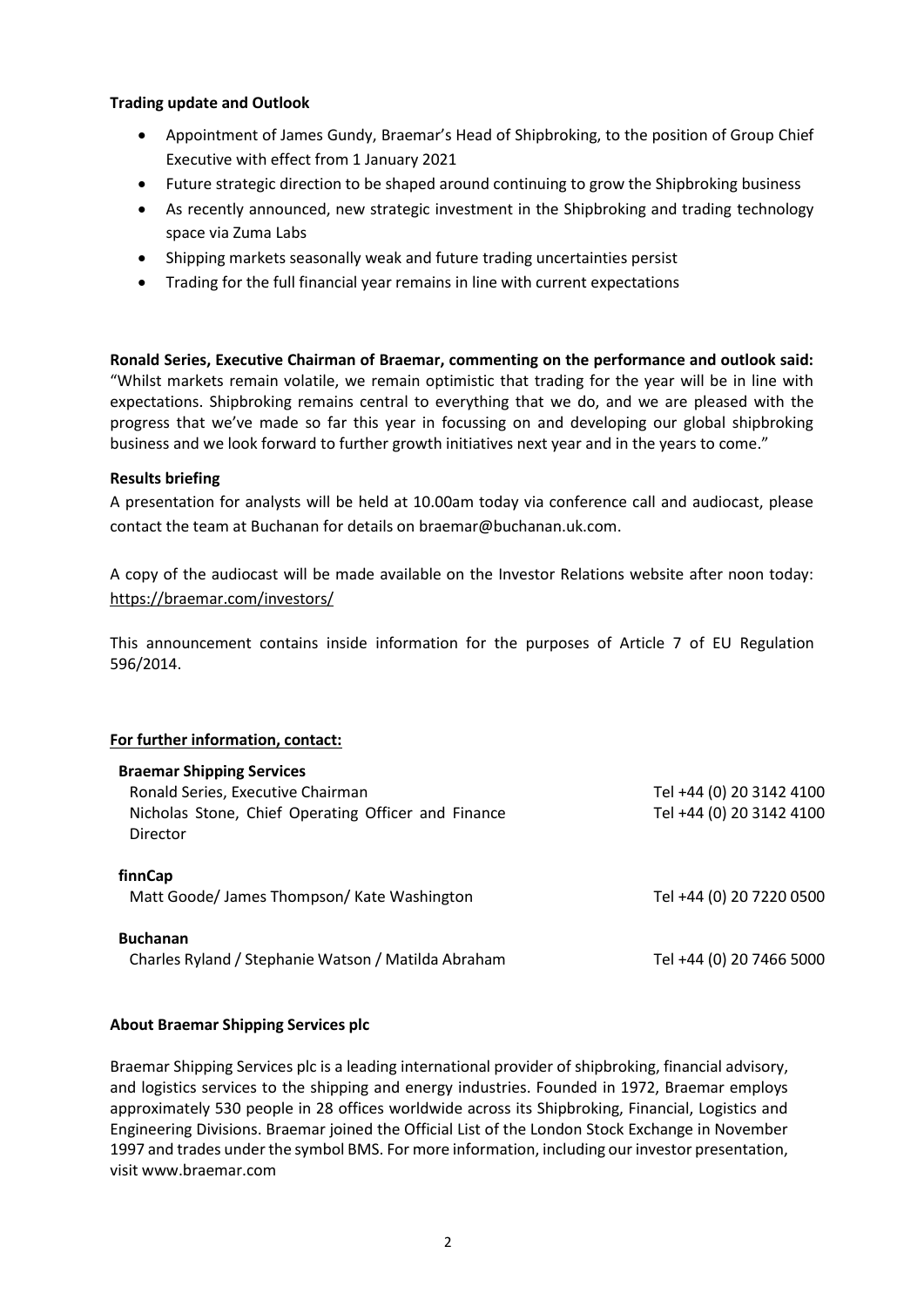**Trading update and Outlook**

- Appointment of James Gundy, Braemar's Head of Shipbroking, to the position of Group Chief Executive with effect from 1 January 2021
- Future strategic direction to be shaped around continuing to grow the Shipbroking business
- As recently announced, new strategic investment in the Shipbroking and trading technology space via Zuma Labs
- Shipping markets seasonally weak and future trading uncertainties persist
- Trading for the full financial year remains in line with current expectations

**Ronald Series, Executive Chairman of Braemar, commenting on the performance and outlook said:** "Whilst markets remain volatile, we remain optimistic that trading for the year will be in line with expectations. Shipbroking remains central to everything that we do, and we are pleased with the progress that we've made so far this year in focussing on and developing our global shipbroking business and we look forward to further growth initiatives next year and in the years to come."

**Results briefing**

A presentation for analysts will be held at 10.00am today via conference call and audiocast, please contact the team at Buchanan for details on braemar@buchanan.uk.com.

A copy of the audiocast will be made available on the Investor Relations website after noon today: https://braemar.com/investors/

This announcement contains inside information for the purposes of Article 7 of EU Regulation 596/2014.

**For further information, contact:**

| | |
|---|---|
| **Braemar Shipping Services** | |
| Ronald Series, Executive Chairman | Tel +44 (0) 20 3142 4100 |
| Nicholas Stone, Chief Operating Officer and Finance Director | Tel +44 (0) 20 3142 4100 |
| **finnCap** | |
| Matt Goode/ James Thompson/ Kate Washington | Tel +44 (0) 20 7220 0500 |
| **Buchanan** | |
| Charles Ryland / Stephanie Watson / Matilda Abraham | Tel +44 (0) 20 7466 5000 |

**About Braemar Shipping Services plc**

Braemar Shipping Services plc is a leading international provider of shipbroking, financial advisory, and logistics services to the shipping and energy industries. Founded in 1972, Braemar employs approximately 530 people in 28 offices worldwide across its Shipbroking, Financial, Logistics and Engineering Divisions. Braemar joined the Official List of the London Stock Exchange in November 1997 and trades under the symbol BMS. For more information, including our investor presentation, visit www.braemar.com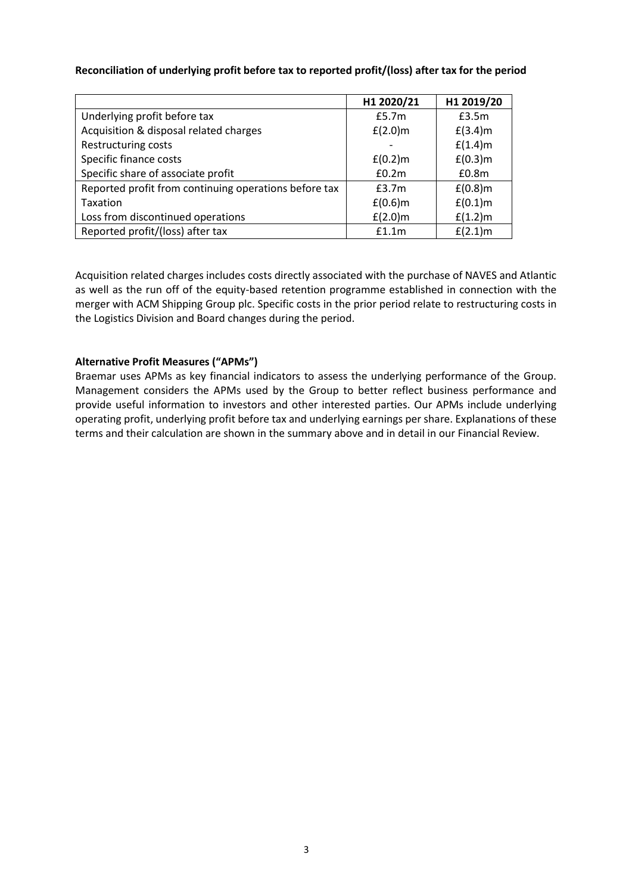**Reconciliation of underlying profit before tax to reported profit/(loss) after tax for the period**

| | H1 2020/21 | H1 2019/20 |
|---|---|---|
| Underlying profit before tax | £5.7m | £3.5m |
| Acquisition & disposal related charges | £(2.0)m | £(3.4)m |
| Restructuring costs | - | £(1.4)m |
| Specific finance costs | £(0.2)m | £(0.3)m |
| Specific share of associate profit | £0.2m | £0.8m |
| Reported profit from continuing operations before tax | £3.7m | £(0.8)m |
| Taxation | £(0.6)m | £(0.1)m |
| Loss from discontinued operations | £(2.0)m | £(1.2)m |
| Reported profit/(loss) after tax | £1.1m | £(2.1)m |

Acquisition related charges includes costs directly associated with the purchase of NAVES and Atlantic as well as the run off of the equity-based retention programme established in connection with the merger with ACM Shipping Group plc. Specific costs in the prior period relate to restructuring costs in the Logistics Division and Board changes during the period.

**Alternative Profit Measures ("APMs")**

Braemar uses APMs as key financial indicators to assess the underlying performance of the Group. Management considers the APMs used by the Group to better reflect business performance and provide useful information to investors and other interested parties. Our APMs include underlying operating profit, underlying profit before tax and underlying earnings per share. Explanations of these terms and their calculation are shown in the summary above and in detail in our Financial Review.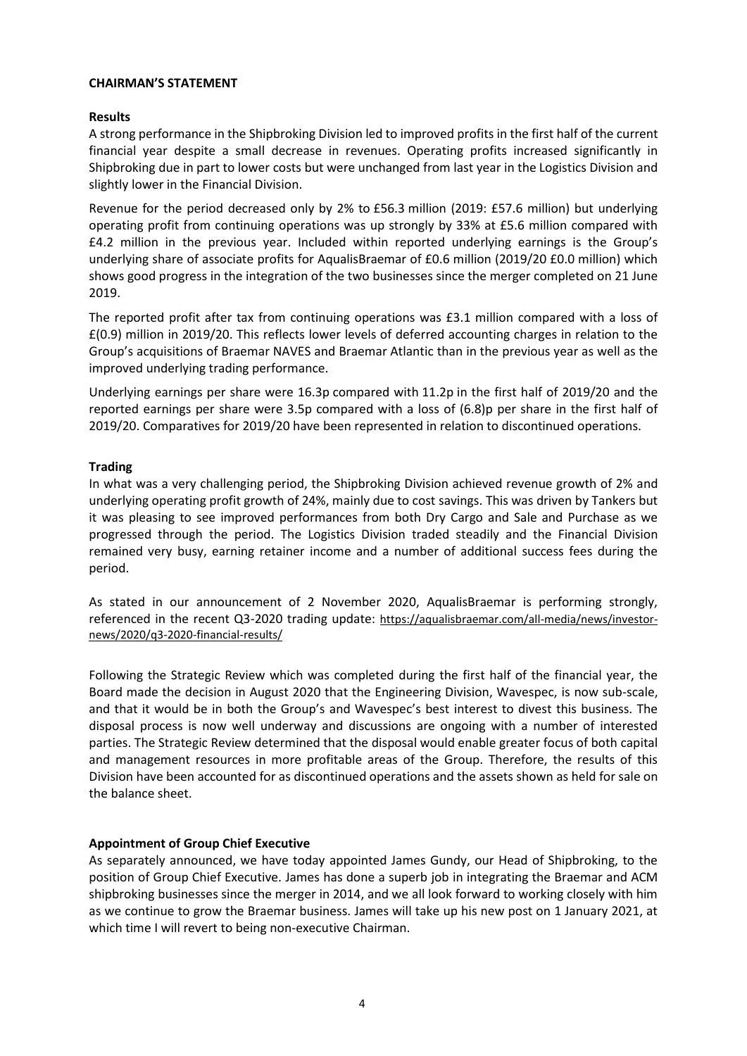## CHAIRMAN'S STATEMENT

### Results

A strong performance in the Shipbroking Division led to improved profits in the first half of the current financial year despite a small decrease in revenues. Operating profits increased significantly in Shipbroking due in part to lower costs but were unchanged from last year in the Logistics Division and slightly lower in the Financial Division.

Revenue for the period decreased only by 2% to £56.3 million (2019: £57.6 million) but underlying operating profit from continuing operations was up strongly by 33% at £5.6 million compared with £4.2 million in the previous year. Included within reported underlying earnings is the Group's underlying share of associate profits for AqualisBraemar of £0.6 million (2019/20 £0.0 million) which shows good progress in the integration of the two businesses since the merger completed on 21 June 2019.

The reported profit after tax from continuing operations was £3.1 million compared with a loss of £(0.9) million in 2019/20. This reflects lower levels of deferred accounting charges in relation to the Group's acquisitions of Braemar NAVES and Braemar Atlantic than in the previous year as well as the improved underlying trading performance.

Underlying earnings per share were 16.3p compared with 11.2p in the first half of 2019/20 and the reported earnings per share were 3.5p compared with a loss of (6.8)p per share in the first half of 2019/20. Comparatives for 2019/20 have been represented in relation to discontinued operations.

### Trading

In what was a very challenging period, the Shipbroking Division achieved revenue growth of 2% and underlying operating profit growth of 24%, mainly due to cost savings. This was driven by Tankers but it was pleasing to see improved performances from both Dry Cargo and Sale and Purchase as we progressed through the period. The Logistics Division traded steadily and the Financial Division remained very busy, earning retainer income and a number of additional success fees during the period.

As stated in our announcement of 2 November 2020, AqualisBraemar is performing strongly, referenced in the recent Q3-2020 trading update: https://aqualisbraemar.com/all-media/news/investor-news/2020/q3-2020-financial-results/

Following the Strategic Review which was completed during the first half of the financial year, the Board made the decision in August 2020 that the Engineering Division, Wavespec, is now sub-scale, and that it would be in both the Group's and Wavespec's best interest to divest this business. The disposal process is now well underway and discussions are ongoing with a number of interested parties. The Strategic Review determined that the disposal would enable greater focus of both capital and management resources in more profitable areas of the Group. Therefore, the results of this Division have been accounted for as discontinued operations and the assets shown as held for sale on the balance sheet.

### Appointment of Group Chief Executive

As separately announced, we have today appointed James Gundy, our Head of Shipbroking, to the position of Group Chief Executive. James has done a superb job in integrating the Braemar and ACM shipbroking businesses since the merger in 2014, and we all look forward to working closely with him as we continue to grow the Braemar business. James will take up his new post on 1 January 2021, at which time I will revert to being non-executive Chairman.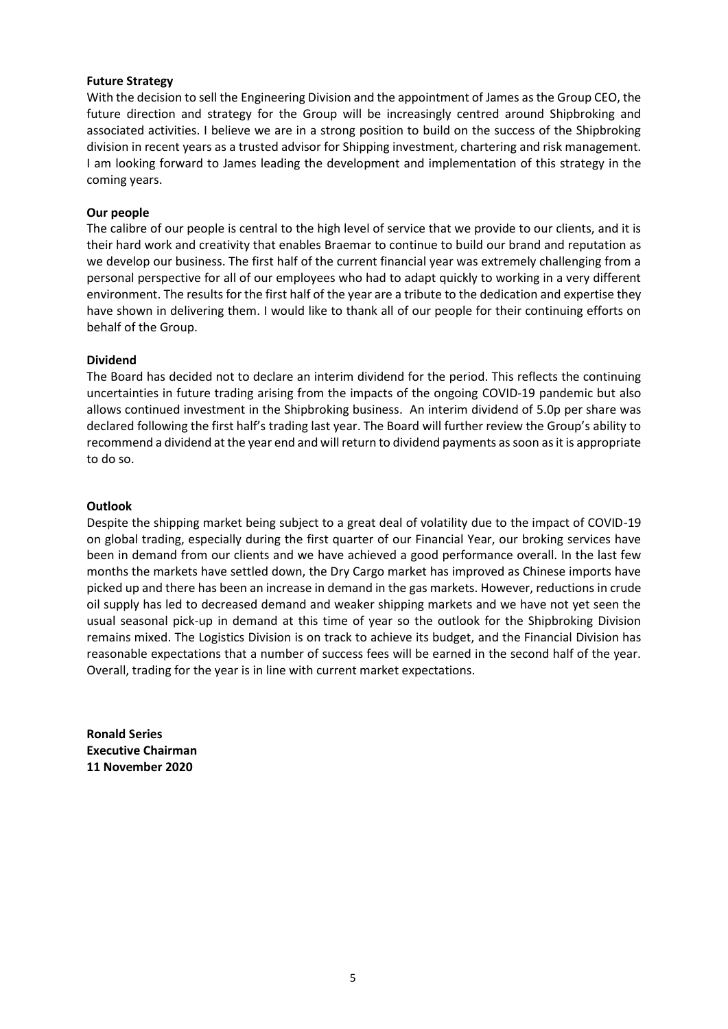**Future Strategy**

With the decision to sell the Engineering Division and the appointment of James as the Group CEO, the future direction and strategy for the Group will be increasingly centred around Shipbroking and associated activities. I believe we are in a strong position to build on the success of the Shipbroking division in recent years as a trusted advisor for Shipping investment, chartering and risk management. I am looking forward to James leading the development and implementation of this strategy in the coming years.

**Our people**

The calibre of our people is central to the high level of service that we provide to our clients, and it is their hard work and creativity that enables Braemar to continue to build our brand and reputation as we develop our business. The first half of the current financial year was extremely challenging from a personal perspective for all of our employees who had to adapt quickly to working in a very different environment. The results for the first half of the year are a tribute to the dedication and expertise they have shown in delivering them. I would like to thank all of our people for their continuing efforts on behalf of the Group.

**Dividend**

The Board has decided not to declare an interim dividend for the period. This reflects the continuing uncertainties in future trading arising from the impacts of the ongoing COVID-19 pandemic but also allows continued investment in the Shipbroking business. An interim dividend of 5.0p per share was declared following the first half's trading last year. The Board will further review the Group's ability to recommend a dividend at the year end and will return to dividend payments as soon as it is appropriate to do so.

**Outlook**

Despite the shipping market being subject to a great deal of volatility due to the impact of COVID-19 on global trading, especially during the first quarter of our Financial Year, our broking services have been in demand from our clients and we have achieved a good performance overall. In the last few months the markets have settled down, the Dry Cargo market has improved as Chinese imports have picked up and there has been an increase in demand in the gas markets. However, reductions in crude oil supply has led to decreased demand and weaker shipping markets and we have not yet seen the usual seasonal pick-up in demand at this time of year so the outlook for the Shipbroking Division remains mixed. The Logistics Division is on track to achieve its budget, and the Financial Division has reasonable expectations that a number of success fees will be earned in the second half of the year. Overall, trading for the year is in line with current market expectations.

**Ronald Series**
**Executive Chairman**
**11 November 2020**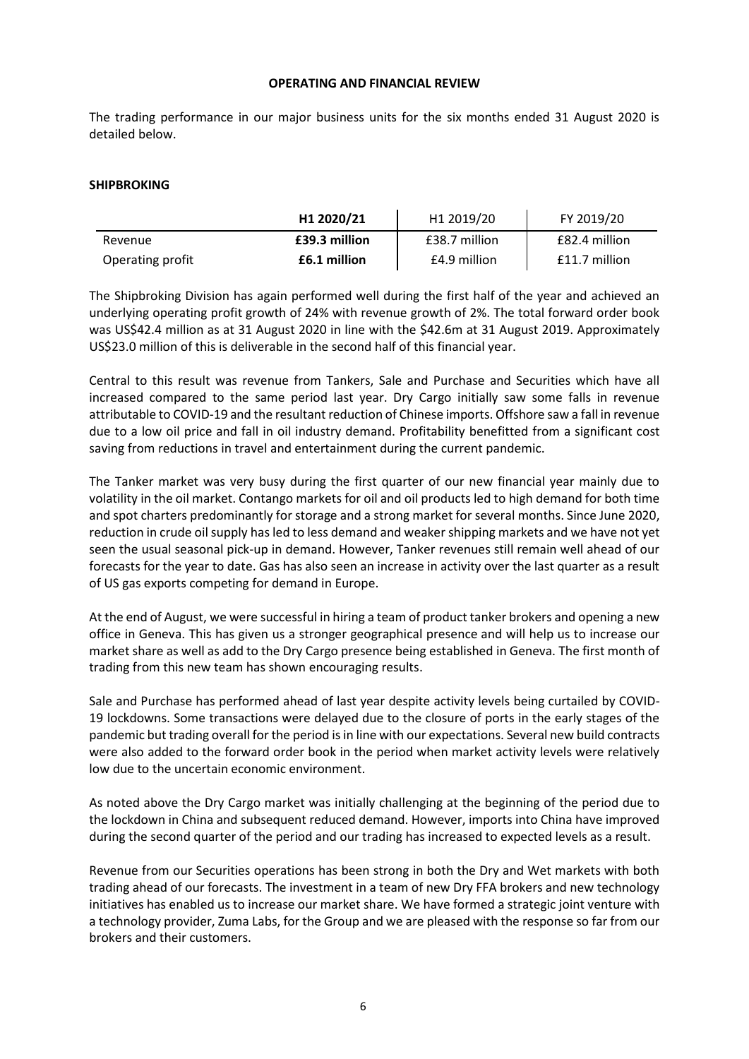## OPERATING AND FINANCIAL REVIEW

The trading performance in our major business units for the six months ended 31 August 2020 is detailed below.

### SHIPBROKING

| | **H1 2020/21** | H1 2019/20 | FY 2019/20 |
|---|---|---|---|
| Revenue | **£39.3 million** | £38.7 million | £82.4 million |
| Operating profit | **£6.1 million** | £4.9 million | £11.7 million |

The Shipbroking Division has again performed well during the first half of the year and achieved an underlying operating profit growth of 24% with revenue growth of 2%. The total forward order book was US$42.4 million as at 31 August 2020 in line with the $42.6m at 31 August 2019. Approximately US$23.0 million of this is deliverable in the second half of this financial year.

Central to this result was revenue from Tankers, Sale and Purchase and Securities which have all increased compared to the same period last year. Dry Cargo initially saw some falls in revenue attributable to COVID-19 and the resultant reduction of Chinese imports. Offshore saw a fall in revenue due to a low oil price and fall in oil industry demand. Profitability benefitted from a significant cost saving from reductions in travel and entertainment during the current pandemic.

The Tanker market was very busy during the first quarter of our new financial year mainly due to volatility in the oil market. Contango markets for oil and oil products led to high demand for both time and spot charters predominantly for storage and a strong market for several months. Since June 2020, reduction in crude oil supply has led to less demand and weaker shipping markets and we have not yet seen the usual seasonal pick-up in demand. However, Tanker revenues still remain well ahead of our forecasts for the year to date. Gas has also seen an increase in activity over the last quarter as a result of US gas exports competing for demand in Europe.

At the end of August, we were successful in hiring a team of product tanker brokers and opening a new office in Geneva. This has given us a stronger geographical presence and will help us to increase our market share as well as add to the Dry Cargo presence being established in Geneva. The first month of trading from this new team has shown encouraging results.

Sale and Purchase has performed ahead of last year despite activity levels being curtailed by COVID-19 lockdowns. Some transactions were delayed due to the closure of ports in the early stages of the pandemic but trading overall for the period is in line with our expectations. Several new build contracts were also added to the forward order book in the period when market activity levels were relatively low due to the uncertain economic environment.

As noted above the Dry Cargo market was initially challenging at the beginning of the period due to the lockdown in China and subsequent reduced demand. However, imports into China have improved during the second quarter of the period and our trading has increased to expected levels as a result.

Revenue from our Securities operations has been strong in both the Dry and Wet markets with both trading ahead of our forecasts. The investment in a team of new Dry FFA brokers and new technology initiatives has enabled us to increase our market share. We have formed a strategic joint venture with a technology provider, Zuma Labs, for the Group and we are pleased with the response so far from our brokers and their customers.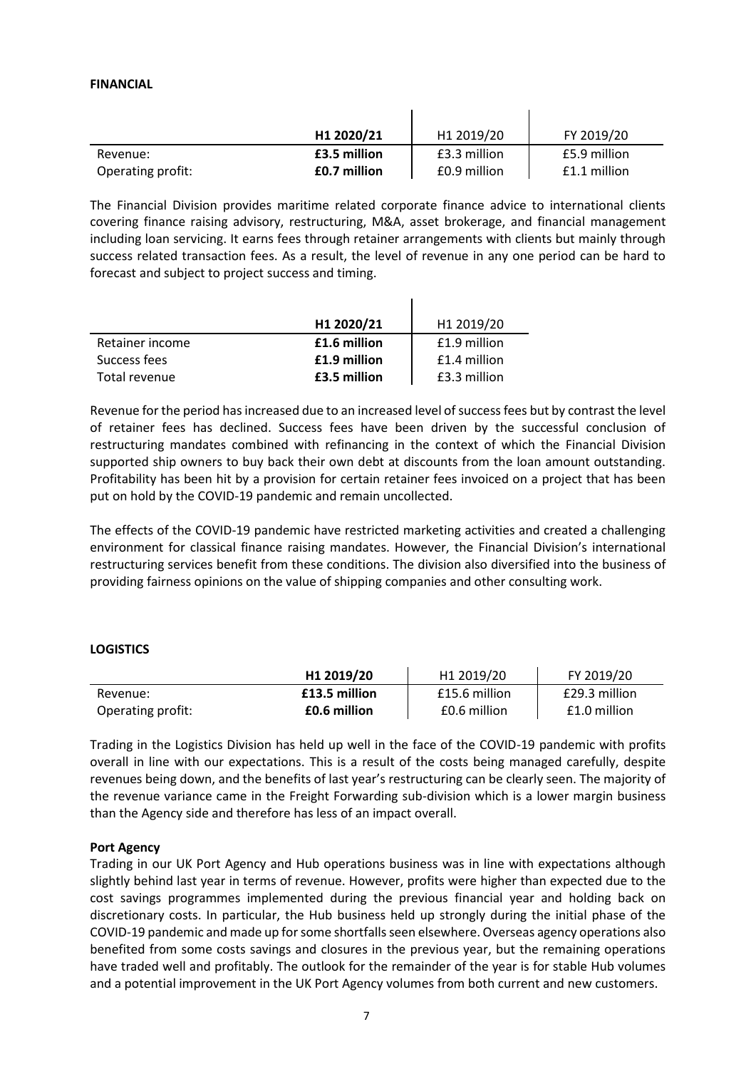**FINANCIAL**

| | **H1 2020/21** | H1 2019/20 | FY 2019/20 |
|---|---|---|---|
| Revenue: | **£3.5 million** | £3.3 million | £5.9 million |
| Operating profit: | **£0.7 million** | £0.9 million | £1.1 million |

The Financial Division provides maritime related corporate finance advice to international clients covering finance raising advisory, restructuring, M&A, asset brokerage, and financial management including loan servicing. It earns fees through retainer arrangements with clients but mainly through success related transaction fees. As a result, the level of revenue in any one period can be hard to forecast and subject to project success and timing.

| | **H1 2020/21** | H1 2019/20 |
|---|---|---|
| Retainer income | **£1.6 million** | £1.9 million |
| Success fees | **£1.9 million** | £1.4 million |
| Total revenue | **£3.5 million** | £3.3 million |

Revenue for the period has increased due to an increased level of success fees but by contrast the level of retainer fees has declined. Success fees have been driven by the successful conclusion of restructuring mandates combined with refinancing in the context of which the Financial Division supported ship owners to buy back their own debt at discounts from the loan amount outstanding. Profitability has been hit by a provision for certain retainer fees invoiced on a project that has been put on hold by the COVID-19 pandemic and remain uncollected.

The effects of the COVID-19 pandemic have restricted marketing activities and created a challenging environment for classical finance raising mandates. However, the Financial Division's international restructuring services benefit from these conditions. The division also diversified into the business of providing fairness opinions on the value of shipping companies and other consulting work.

**LOGISTICS**

| | **H1 2019/20** | H1 2019/20 | FY 2019/20 |
|---|---|---|---|
| Revenue: | **£13.5 million** | £15.6 million | £29.3 million |
| Operating profit: | **£0.6 million** | £0.6 million | £1.0 million |

Trading in the Logistics Division has held up well in the face of the COVID-19 pandemic with profits overall in line with our expectations. This is a result of the costs being managed carefully, despite revenues being down, and the benefits of last year's restructuring can be clearly seen. The majority of the revenue variance came in the Freight Forwarding sub-division which is a lower margin business than the Agency side and therefore has less of an impact overall.

**Port Agency**

Trading in our UK Port Agency and Hub operations business was in line with expectations although slightly behind last year in terms of revenue. However, profits were higher than expected due to the cost savings programmes implemented during the previous financial year and holding back on discretionary costs. In particular, the Hub business held up strongly during the initial phase of the COVID-19 pandemic and made up for some shortfalls seen elsewhere. Overseas agency operations also benefited from some costs savings and closures in the previous year, but the remaining operations have traded well and profitably. The outlook for the remainder of the year is for stable Hub volumes and a potential improvement in the UK Port Agency volumes from both current and new customers.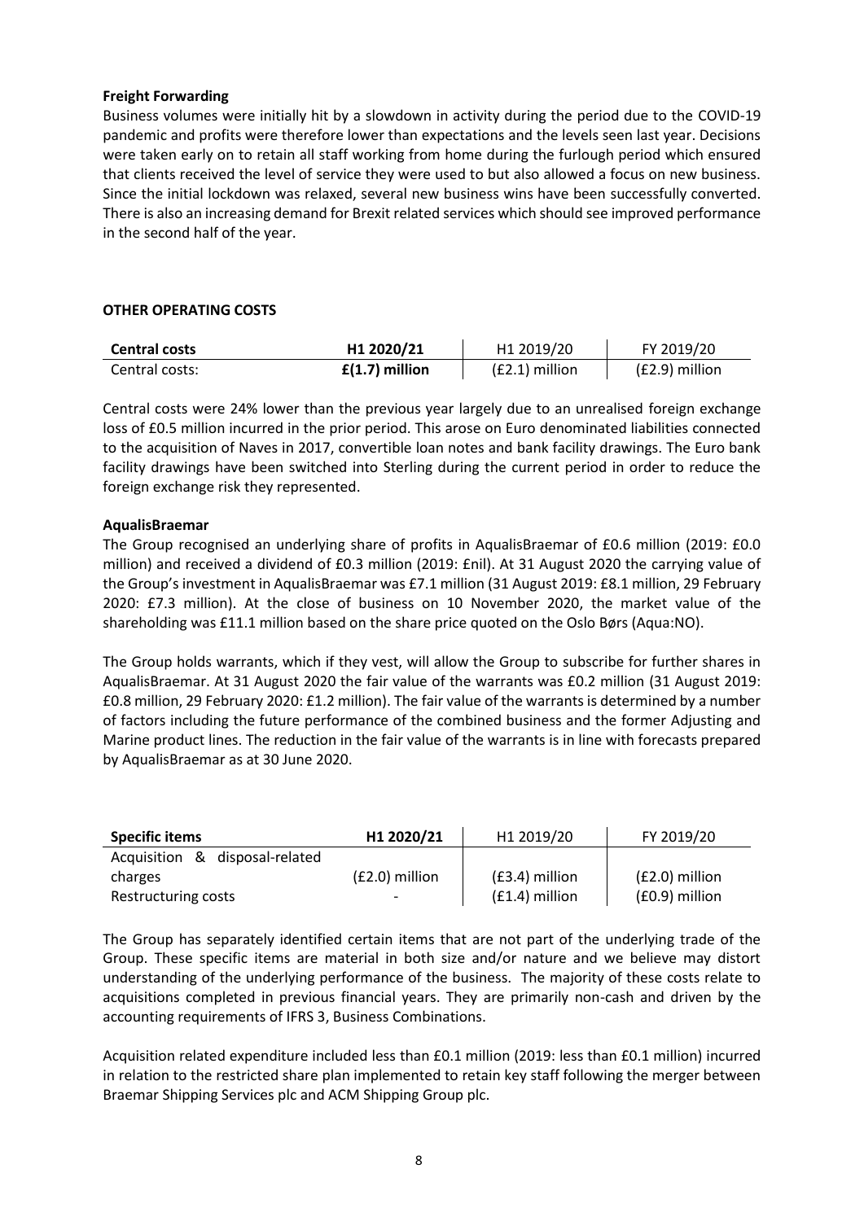**Freight Forwarding**

Business volumes were initially hit by a slowdown in activity during the period due to the COVID-19 pandemic and profits were therefore lower than expectations and the levels seen last year. Decisions were taken early on to retain all staff working from home during the furlough period which ensured that clients received the level of service they were used to but also allowed a focus on new business. Since the initial lockdown was relaxed, several new business wins have been successfully converted. There is also an increasing demand for Brexit related services which should see improved performance in the second half of the year.

**OTHER OPERATING COSTS**

| **Central costs** | **H1 2020/21** | H1 2019/20 | FY 2019/20 |
|---|---|---|---|
| Central costs: | **£(1.7) million** | (£2.1) million | (£2.9) million |

Central costs were 24% lower than the previous year largely due to an unrealised foreign exchange loss of £0.5 million incurred in the prior period. This arose on Euro denominated liabilities connected to the acquisition of Naves in 2017, convertible loan notes and bank facility drawings. The Euro bank facility drawings have been switched into Sterling during the current period in order to reduce the foreign exchange risk they represented.

**AqualisBraemar**

The Group recognised an underlying share of profits in AqualisBraemar of £0.6 million (2019: £0.0 million) and received a dividend of £0.3 million (2019: £nil). At 31 August 2020 the carrying value of the Group's investment in AqualisBraemar was £7.1 million (31 August 2019: £8.1 million, 29 February 2020: £7.3 million). At the close of business on 10 November 2020, the market value of the shareholding was £11.1 million based on the share price quoted on the Oslo Børs (Aqua:NO).

The Group holds warrants, which if they vest, will allow the Group to subscribe for further shares in AqualisBraemar. At 31 August 2020 the fair value of the warrants was £0.2 million (31 August 2019: £0.8 million, 29 February 2020: £1.2 million). The fair value of the warrants is determined by a number of factors including the future performance of the combined business and the former Adjusting and Marine product lines. The reduction in the fair value of the warrants is in line with forecasts prepared by AqualisBraemar as at 30 June 2020.

| **Specific items** | **H1 2020/21** | H1 2019/20 | FY 2019/20 |
|---|---|---|---|
| Acquisition & disposal-related charges | (£2.0) million | (£3.4) million | (£2.0) million |
| Restructuring costs | - | (£1.4) million | (£0.9) million |

The Group has separately identified certain items that are not part of the underlying trade of the Group. These specific items are material in both size and/or nature and we believe may distort understanding of the underlying performance of the business. The majority of these costs relate to acquisitions completed in previous financial years. They are primarily non-cash and driven by the accounting requirements of IFRS 3, Business Combinations.

Acquisition related expenditure included less than £0.1 million (2019: less than £0.1 million) incurred in relation to the restricted share plan implemented to retain key staff following the merger between Braemar Shipping Services plc and ACM Shipping Group plc.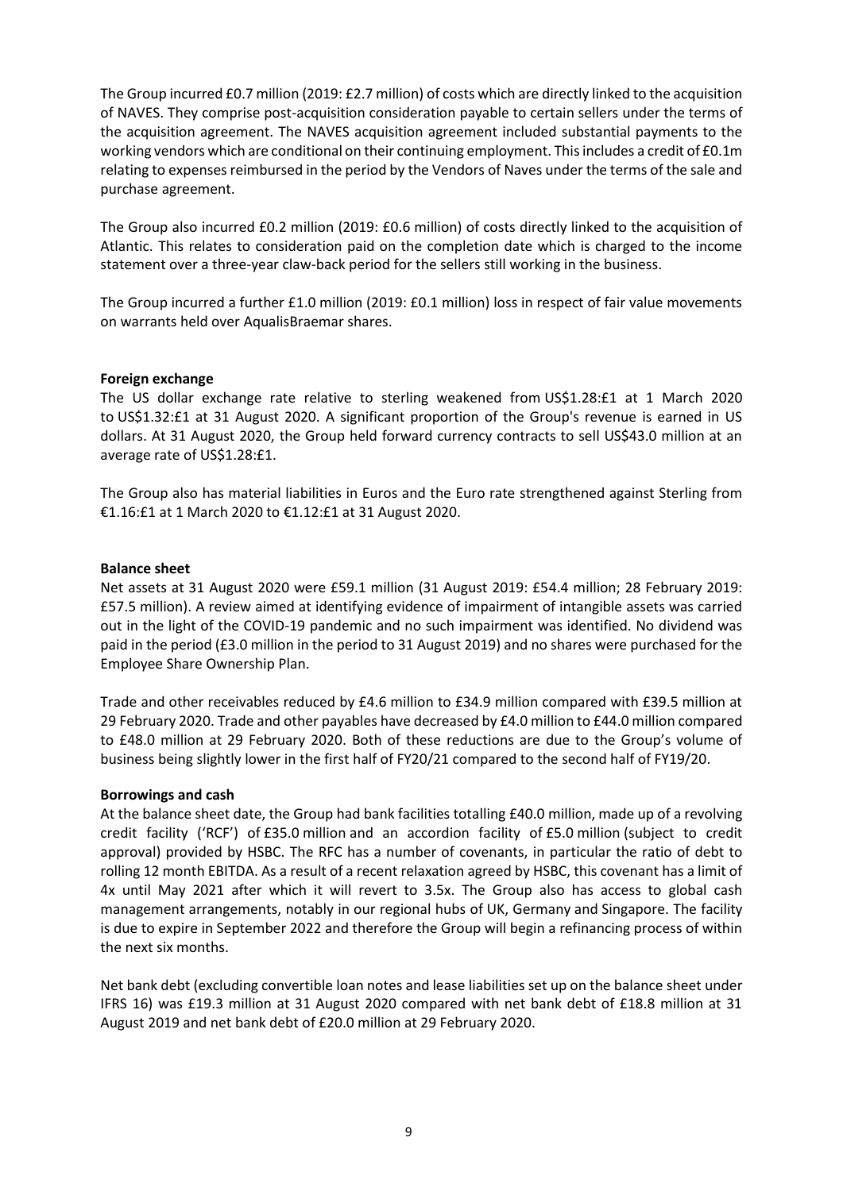The Group incurred £0.7 million (2019: £2.7 million) of costs which are directly linked to the acquisition of NAVES. They comprise post-acquisition consideration payable to certain sellers under the terms of the acquisition agreement. The NAVES acquisition agreement included substantial payments to the working vendors which are conditional on their continuing employment. This includes a credit of £0.1m relating to expenses reimbursed in the period by the Vendors of Naves under the terms of the sale and purchase agreement.

The Group also incurred £0.2 million (2019: £0.6 million) of costs directly linked to the acquisition of Atlantic. This relates to consideration paid on the completion date which is charged to the income statement over a three-year claw-back period for the sellers still working in the business.

The Group incurred a further £1.0 million (2019: £0.1 million) loss in respect of fair value movements on warrants held over AqualisBraemar shares.

**Foreign exchange**

The US dollar exchange rate relative to sterling weakened from US$1.28:£1 at 1 March 2020 to US$1.32:£1 at 31 August 2020. A significant proportion of the Group's revenue is earned in US dollars. At 31 August 2020, the Group held forward currency contracts to sell US$43.0 million at an average rate of US$1.28:£1.

The Group also has material liabilities in Euros and the Euro rate strengthened against Sterling from €1.16:£1 at 1 March 2020 to €1.12:£1 at 31 August 2020.

**Balance sheet**

Net assets at 31 August 2020 were £59.1 million (31 August 2019: £54.4 million; 28 February 2019: £57.5 million). A review aimed at identifying evidence of impairment of intangible assets was carried out in the light of the COVID-19 pandemic and no such impairment was identified. No dividend was paid in the period (£3.0 million in the period to 31 August 2019) and no shares were purchased for the Employee Share Ownership Plan.

Trade and other receivables reduced by £4.6 million to £34.9 million compared with £39.5 million at 29 February 2020. Trade and other payables have decreased by £4.0 million to £44.0 million compared to £48.0 million at 29 February 2020. Both of these reductions are due to the Group's volume of business being slightly lower in the first half of FY20/21 compared to the second half of FY19/20.

**Borrowings and cash**

At the balance sheet date, the Group had bank facilities totalling £40.0 million, made up of a revolving credit facility ('RCF') of £35.0 million and an accordion facility of £5.0 million (subject to credit approval) provided by HSBC. The RFC has a number of covenants, in particular the ratio of debt to rolling 12 month EBITDA. As a result of a recent relaxation agreed by HSBC, this covenant has a limit of 4x until May 2021 after which it will revert to 3.5x. The Group also has access to global cash management arrangements, notably in our regional hubs of UK, Germany and Singapore. The facility is due to expire in September 2022 and therefore the Group will begin a refinancing process of within the next six months.

Net bank debt (excluding convertible loan notes and lease liabilities set up on the balance sheet under IFRS 16) was £19.3 million at 31 August 2020 compared with net bank debt of £18.8 million at 31 August 2019 and net bank debt of £20.0 million at 29 February 2020.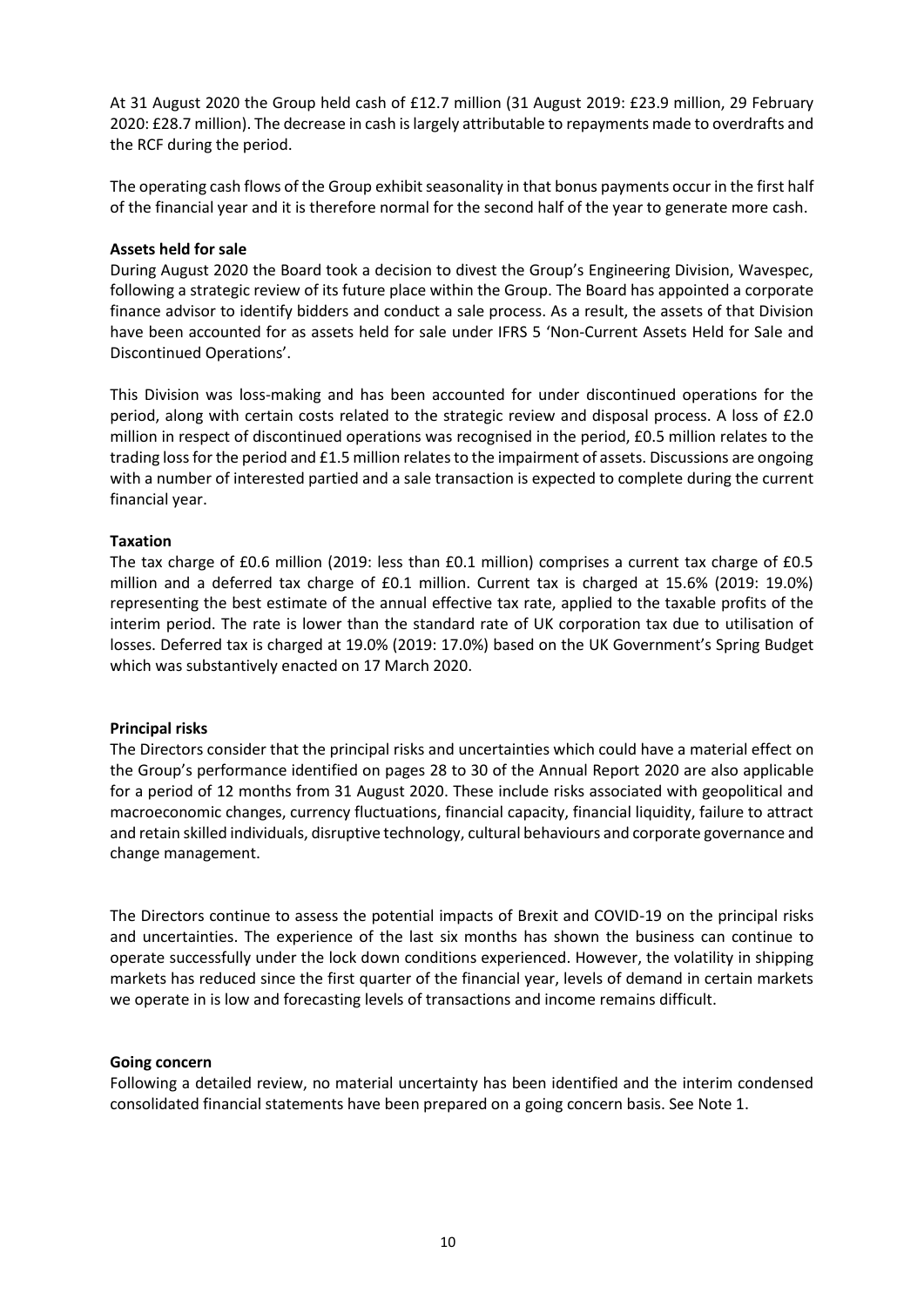At 31 August 2020 the Group held cash of £12.7 million (31 August 2019: £23.9 million, 29 February 2020: £28.7 million). The decrease in cash is largely attributable to repayments made to overdrafts and the RCF during the period.

The operating cash flows of the Group exhibit seasonality in that bonus payments occur in the first half of the financial year and it is therefore normal for the second half of the year to generate more cash.

**Assets held for sale**

During August 2020 the Board took a decision to divest the Group's Engineering Division, Wavespec, following a strategic review of its future place within the Group. The Board has appointed a corporate finance advisor to identify bidders and conduct a sale process. As a result, the assets of that Division have been accounted for as assets held for sale under IFRS 5 'Non-Current Assets Held for Sale and Discontinued Operations'.

This Division was loss-making and has been accounted for under discontinued operations for the period, along with certain costs related to the strategic review and disposal process. A loss of £2.0 million in respect of discontinued operations was recognised in the period, £0.5 million relates to the trading loss for the period and £1.5 million relates to the impairment of assets. Discussions are ongoing with a number of interested partied and a sale transaction is expected to complete during the current financial year.

**Taxation**

The tax charge of £0.6 million (2019: less than £0.1 million) comprises a current tax charge of £0.5 million and a deferred tax charge of £0.1 million. Current tax is charged at 15.6% (2019: 19.0%) representing the best estimate of the annual effective tax rate, applied to the taxable profits of the interim period. The rate is lower than the standard rate of UK corporation tax due to utilisation of losses. Deferred tax is charged at 19.0% (2019: 17.0%) based on the UK Government's Spring Budget which was substantively enacted on 17 March 2020.

**Principal risks**

The Directors consider that the principal risks and uncertainties which could have a material effect on the Group's performance identified on pages 28 to 30 of the Annual Report 2020 are also applicable for a period of 12 months from 31 August 2020. These include risks associated with geopolitical and macroeconomic changes, currency fluctuations, financial capacity, financial liquidity, failure to attract and retain skilled individuals, disruptive technology, cultural behaviours and corporate governance and change management.

The Directors continue to assess the potential impacts of Brexit and COVID-19 on the principal risks and uncertainties. The experience of the last six months has shown the business can continue to operate successfully under the lock down conditions experienced. However, the volatility in shipping markets has reduced since the first quarter of the financial year, levels of demand in certain markets we operate in is low and forecasting levels of transactions and income remains difficult.

**Going concern**

Following a detailed review, no material uncertainty has been identified and the interim condensed consolidated financial statements have been prepared on a going concern basis. See Note 1.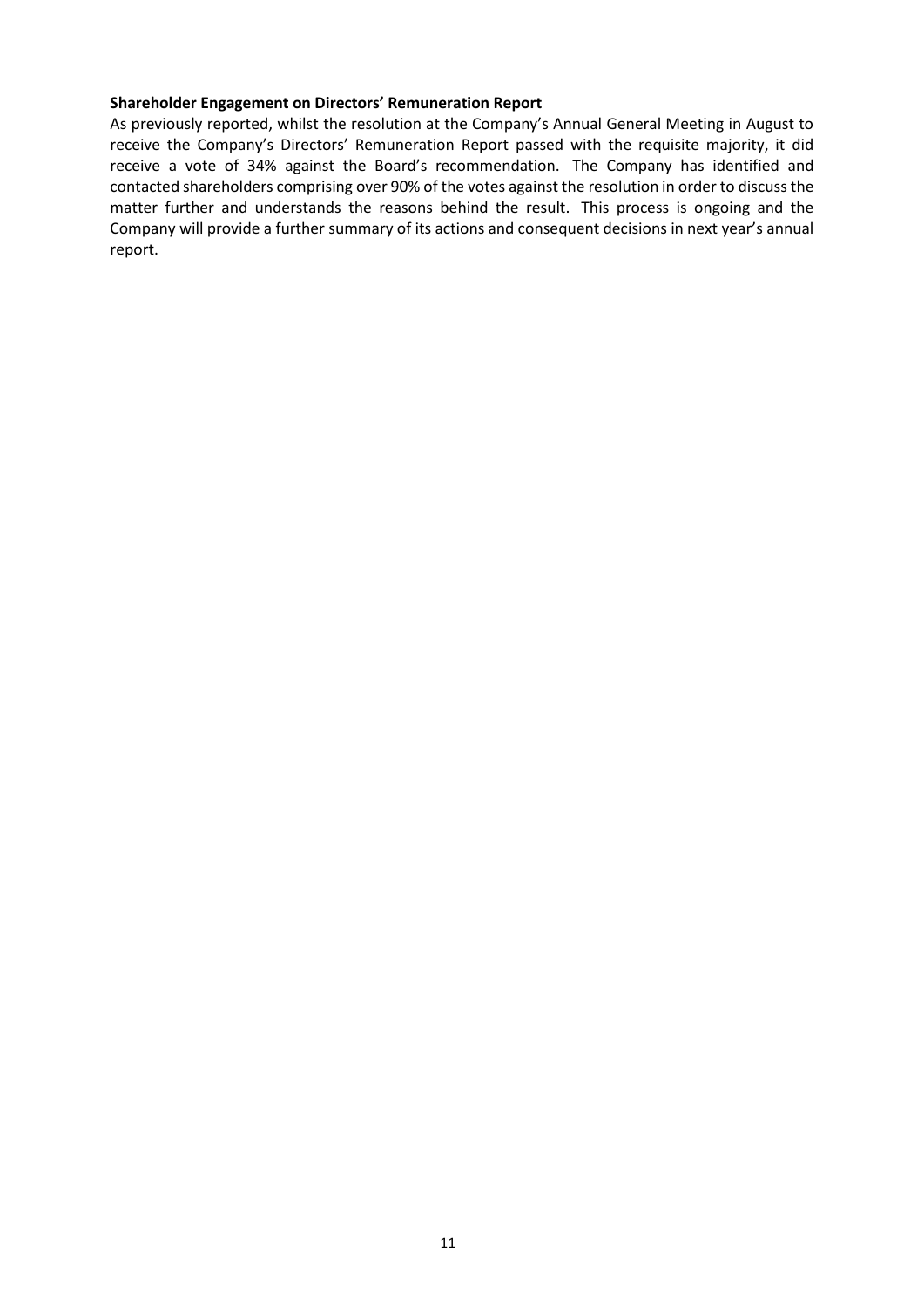**Shareholder Engagement on Directors' Remuneration Report**

As previously reported, whilst the resolution at the Company's Annual General Meeting in August to receive the Company's Directors' Remuneration Report passed with the requisite majority, it did receive a vote of 34% against the Board's recommendation. The Company has identified and contacted shareholders comprising over 90% of the votes against the resolution in order to discuss the matter further and understands the reasons behind the result. This process is ongoing and the Company will provide a further summary of its actions and consequent decisions in next year's annual report.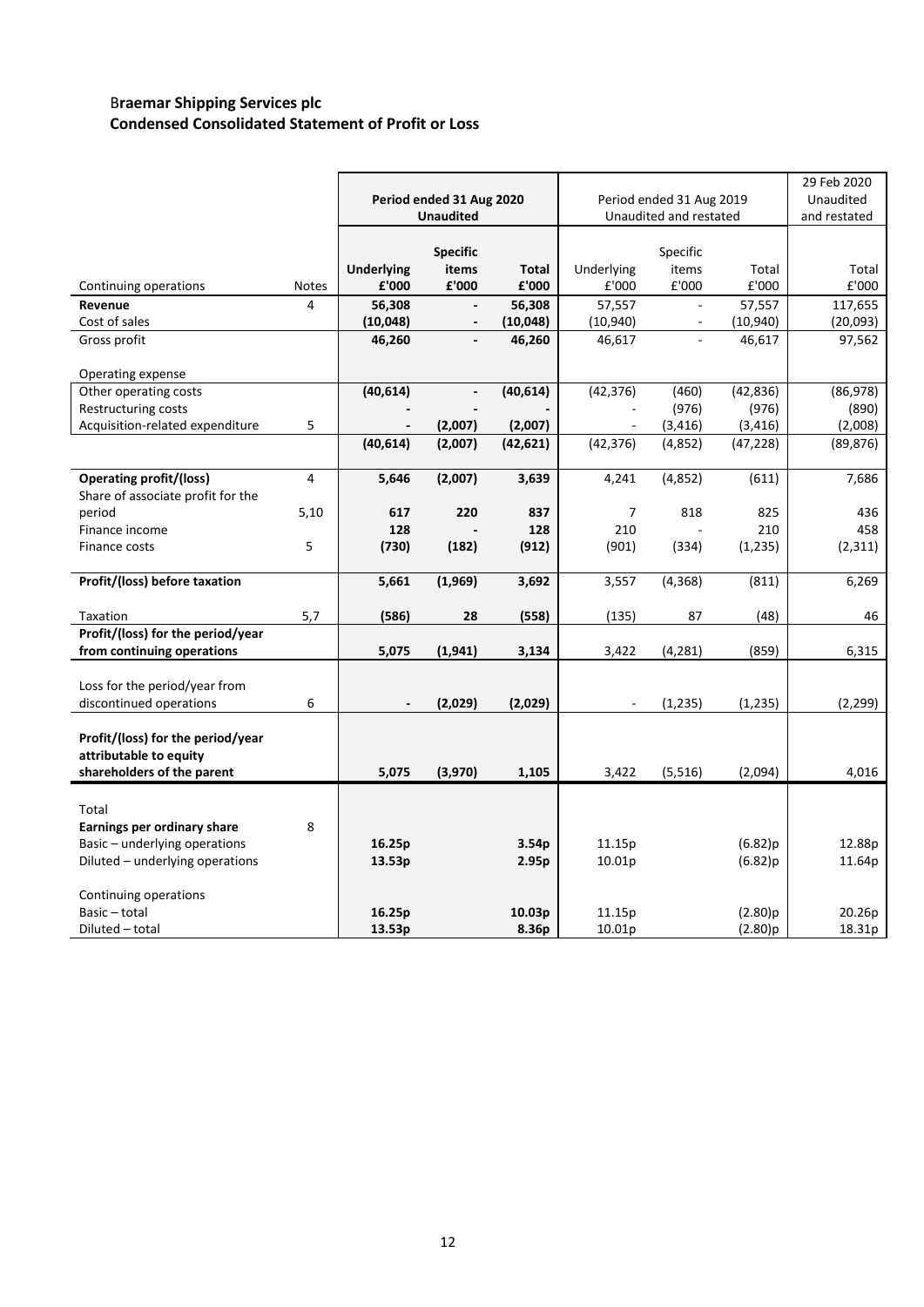# Braemar Shipping Services plc

## Condensed Consolidated Statement of Profit or Loss

| | | Period ended 31 Aug 2020 Unaudited | | | Period ended 31 Aug 2019 Unaudited and restated | | | 29 Feb 2020 Unaudited and restated |
|---|---|---|---|---|---|---|---|---|
| Continuing operations | Notes | **Underlying £'000** | **Specific items £'000** | **Total £'000** | Underlying £'000 | Specific items £'000 | Total £'000 | Total £'000 |
| **Revenue** | 4 | **56,308** | **-** | **56,308** | 57,557 | - | 57,557 | 117,655 |
| Cost of sales | | **(10,048)** | **-** | **(10,048)** | (10,940) | - | (10,940) | (20,093) |
| Gross profit | | **46,260** | **-** | **46,260** | 46,617 | - | 46,617 | 97,562 |
| Operating expense | | | | | | | | |
| Other operating costs | | **(40,614)** | **-** | **(40,614)** | (42,376) | (460) | (42,836) | (86,978) |
| Restructuring costs | | **-** | **-** | **-** | - | (976) | (976) | (890) |
| Acquisition-related expenditure | 5 | **-** | **(2,007)** | **(2,007)** | - | (3,416) | (3,416) | (2,008) |
| | | **(40,614)** | **(2,007)** | **(42,621)** | (42,376) | (4,852) | (47,228) | (89,876) |
| **Operating profit/(loss)** | 4 | **5,646** | **(2,007)** | **3,639** | 4,241 | (4,852) | (611) | 7,686 |
| Share of associate profit for the period | 5,10 | **617** | **220** | **837** | 7 | 818 | 825 | 436 |
| Finance income | | **128** | **-** | **128** | 210 | - | 210 | 458 |
| Finance costs | 5 | **(730)** | **(182)** | **(912)** | (901) | (334) | (1,235) | (2,311) |
| **Profit/(loss) before taxation** | | **5,661** | **(1,969)** | **3,692** | 3,557 | (4,368) | (811) | 6,269 |
| Taxation | 5,7 | **(586)** | **28** | **(558)** | (135) | 87 | (48) | 46 |
| **Profit/(loss) for the period/year from continuing operations** | | **5,075** | **(1,941)** | **3,134** | 3,422 | (4,281) | (859) | 6,315 |
| Loss for the period/year from discontinued operations | 6 | **-** | **(2,029)** | **(2,029)** | - | (1,235) | (1,235) | (2,299) |
| **Profit/(loss) for the period/year attributable to equity shareholders of the parent** | | **5,075** | **(3,970)** | **1,105** | 3,422 | (5,516) | (2,094) | 4,016 |
| Total | | | | | | | | |
| **Earnings per ordinary share** | 8 | | | | | | | |
| Basic – underlying operations | | **16.25p** | | **3.54p** | 11.15p | | (6.82)p | 12.88p |
| Diluted – underlying operations | | **13.53p** | | **2.95p** | 10.01p | | (6.82)p | 11.64p |
| Continuing operations | | | | | | | | |
| Basic – total | | **16.25p** | | **10.03p** | 11.15p | | (2.80)p | 20.26p |
| Diluted – total | | **13.53p** | | **8.36p** | 10.01p | | (2.80)p | 18.31p |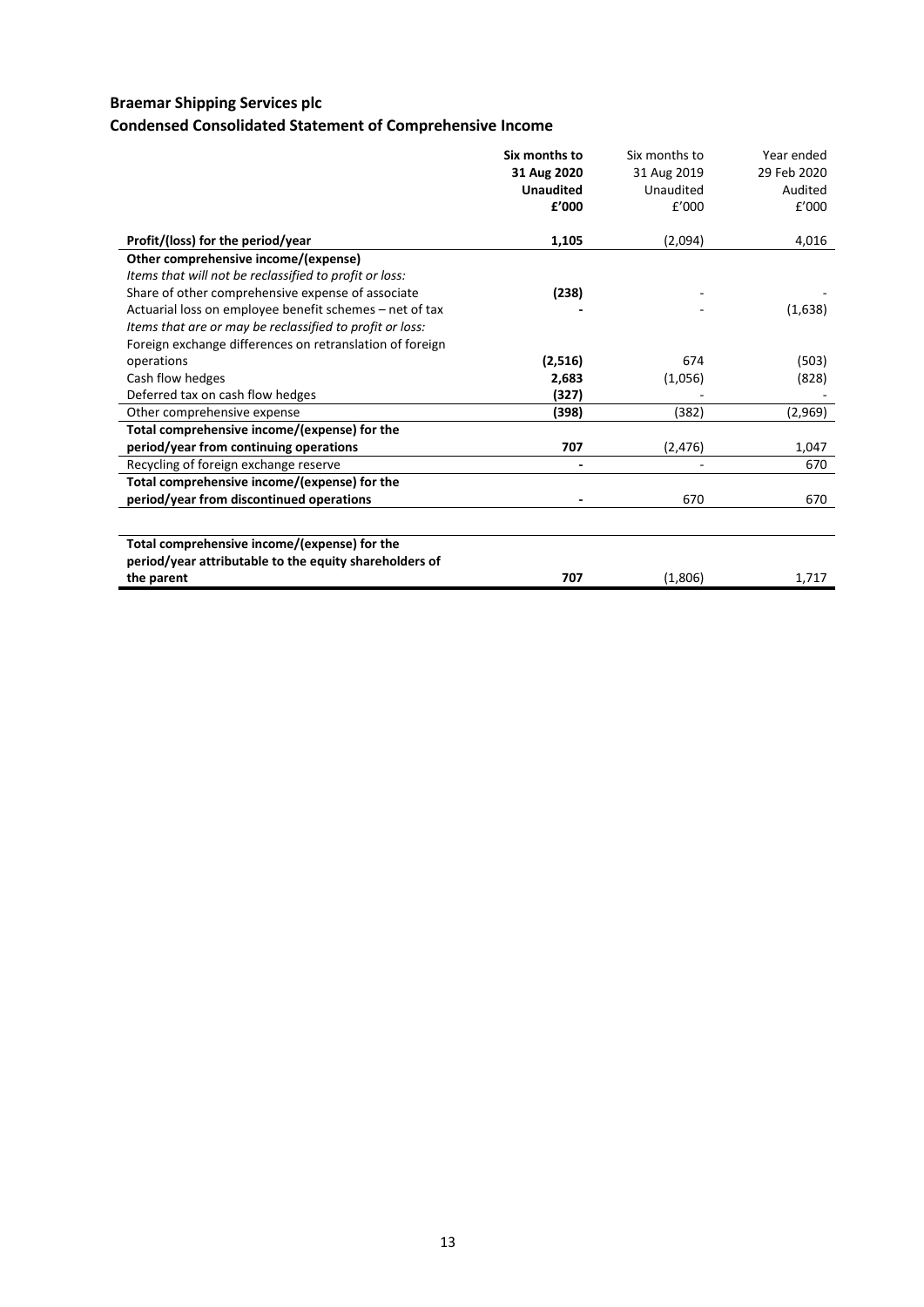## Braemar Shipping Services plc

## Condensed Consolidated Statement of Comprehensive Income

| | **Six months to 31 Aug 2020 Unaudited £'000** | Six months to 31 Aug 2019 Unaudited £'000 | Year ended 29 Feb 2020 Audited £'000 |
|---|---|---|---|
| **Profit/(loss) for the period/year** | **1,105** | (2,094) | 4,016 |
| **Other comprehensive income/(expense)** | | | |
| *Items that will not be reclassified to profit or loss:* | | | |
| Share of other comprehensive expense of associate | **(238)** | - | - |
| Actuarial loss on employee benefit schemes – net of tax | **-** | - | (1,638) |
| *Items that are or may be reclassified to profit or loss:* | | | |
| Foreign exchange differences on retranslation of foreign operations | **(2,516)** | 674 | (503) |
| Cash flow hedges | **2,683** | (1,056) | (828) |
| Deferred tax on cash flow hedges | **(327)** | - | - |
| Other comprehensive expense | **(398)** | (382) | (2,969) |
| **Total comprehensive income/(expense) for the period/year from continuing operations** | **707** | (2,476) | 1,047 |
| Recycling of foreign exchange reserve | **-** | - | 670 |
| **Total comprehensive income/(expense) for the period/year from discontinued operations** | **-** | 670 | 670 |
| | | | |
| **Total comprehensive income/(expense) for the period/year attributable to the equity shareholders of the parent** | **707** | (1,806) | 1,717 |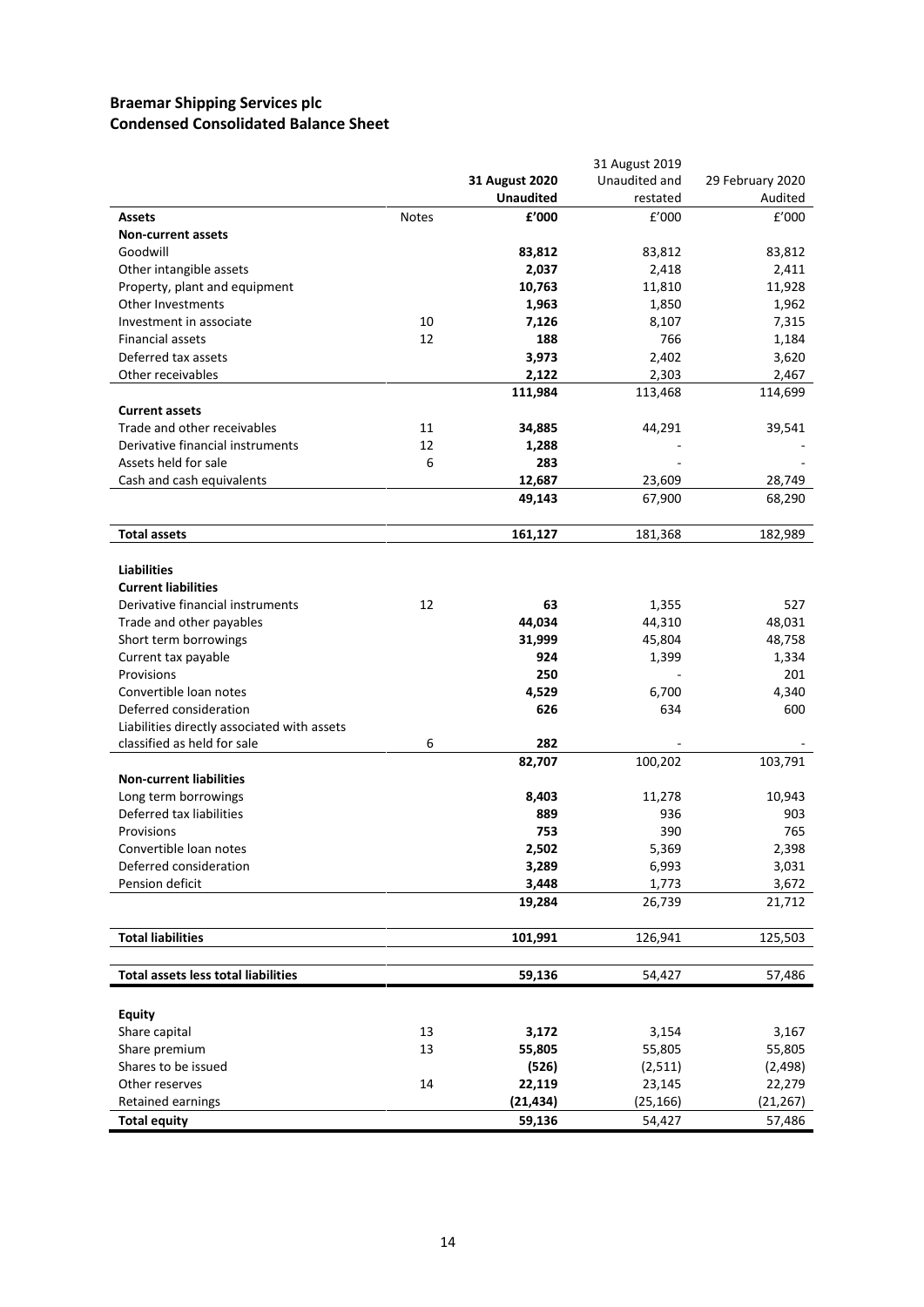## Braemar Shipping Services plc
## Condensed Consolidated Balance Sheet

| | Notes | 31 August 2020 Unaudited £'000 | 31 August 2019 Unaudited and restated £'000 | 29 February 2020 Audited £'000 |
|---|---|---|---|---|
| **Assets** | | | | |
| **Non-current assets** | | | | |
| Goodwill | | **83,812** | 83,812 | 83,812 |
| Other intangible assets | | **2,037** | 2,418 | 2,411 |
| Property, plant and equipment | | **10,763** | 11,810 | 11,928 |
| Other Investments | | **1,963** | 1,850 | 1,962 |
| Investment in associate | 10 | **7,126** | 8,107 | 7,315 |
| Financial assets | 12 | **188** | 766 | 1,184 |
| Deferred tax assets | | **3,973** | 2,402 | 3,620 |
| Other receivables | | **2,122** | 2,303 | 2,467 |
| | | **111,984** | 113,468 | 114,699 |
| **Current assets** | | | | |
| Trade and other receivables | 11 | **34,885** | 44,291 | 39,541 |
| Derivative financial instruments | 12 | **1,288** | - | - |
| Assets held for sale | 6 | **283** | - | - |
| Cash and cash equivalents | | **12,687** | 23,609 | 28,749 |
| | | **49,143** | 67,900 | 68,290 |
| **Total assets** | | **161,127** | 181,368 | 182,989 |
| **Liabilities** | | | | |
| **Current liabilities** | | | | |
| Derivative financial instruments | 12 | **63** | 1,355 | 527 |
| Trade and other payables | | **44,034** | 44,310 | 48,031 |
| Short term borrowings | | **31,999** | 45,804 | 48,758 |
| Current tax payable | | **924** | 1,399 | 1,334 |
| Provisions | | **250** | - | 201 |
| Convertible loan notes | | **4,529** | 6,700 | 4,340 |
| Deferred consideration | | **626** | 634 | 600 |
| Liabilities directly associated with assets classified as held for sale | 6 | **282** | - | - |
| | | **82,707** | 100,202 | 103,791 |
| **Non-current liabilities** | | | | |
| Long term borrowings | | **8,403** | 11,278 | 10,943 |
| Deferred tax liabilities | | **889** | 936 | 903 |
| Provisions | | **753** | 390 | 765 |
| Convertible loan notes | | **2,502** | 5,369 | 2,398 |
| Deferred consideration | | **3,289** | 6,993 | 3,031 |
| Pension deficit | | **3,448** | 1,773 | 3,672 |
| | | **19,284** | 26,739 | 21,712 |
| **Total liabilities** | | **101,991** | 126,941 | 125,503 |
| **Total assets less total liabilities** | | **59,136** | 54,427 | 57,486 |
| **Equity** | | | | |
| Share capital | 13 | **3,172** | 3,154 | 3,167 |
| Share premium | 13 | **55,805** | 55,805 | 55,805 |
| Shares to be issued | | **(526)** | (2,511) | (2,498) |
| Other reserves | 14 | **22,119** | 23,145 | 22,279 |
| Retained earnings | | **(21,434)** | (25,166) | (21,267) |
| **Total equity** | | **59,136** | 54,427 | 57,486 |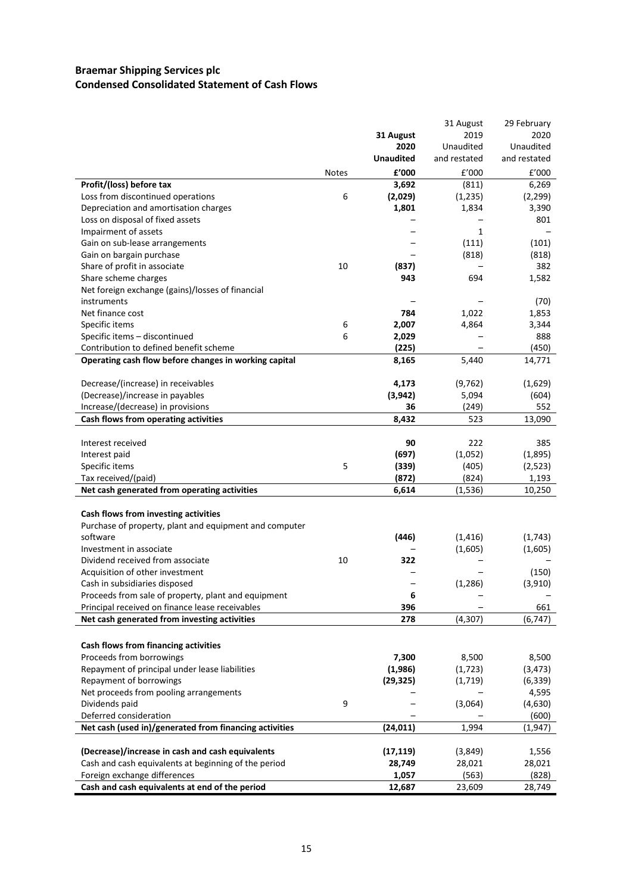# Braemar Shipping Services plc
## Condensed Consolidated Statement of Cash Flows

| | Notes | 31 August 2020 Unaudited £'000 | 31 August 2019 Unaudited and restated £'000 | 29 February 2020 Unaudited and restated £'000 |
|---|---|---|---|---|
| **Profit/(loss) before tax** | | **3,692** | (811) | 6,269 |
| Loss from discontinued operations | 6 | **(2,029)** | (1,235) | (2,299) |
| Depreciation and amortisation charges | | **1,801** | 1,834 | 3,390 |
| Loss on disposal of fixed assets | | **–** | – | 801 |
| Impairment of assets | | **–** | 1 | – |
| Gain on sub-lease arrangements | | **–** | (111) | (101) |
| Gain on bargain purchase | | **–** | (818) | (818) |
| Share of profit in associate | 10 | **(837)** | – | 382 |
| Share scheme charges | | **943** | 694 | 1,582 |
| Net foreign exchange (gains)/losses of financial instruments | | **–** | – | (70) |
| Net finance cost | | **784** | 1,022 | 1,853 |
| Specific items | 6 | **2,007** | 4,864 | 3,344 |
| Specific items – discontinued | 6 | **2,029** | – | 888 |
| Contribution to defined benefit scheme | | **(225)** | – | (450) |
| **Operating cash flow before changes in working capital** | | **8,165** | 5,440 | 14,771 |
| | | | | |
| Decrease/(increase) in receivables | | **4,173** | (9,762) | (1,629) |
| (Decrease)/increase in payables | | **(3,942)** | 5,094 | (604) |
| Increase/(decrease) in provisions | | **36** | (249) | 552 |
| **Cash flows from operating activities** | | **8,432** | 523 | 13,090 |
| | | | | |
| Interest received | | **90** | 222 | 385 |
| Interest paid | | **(697)** | (1,052) | (1,895) |
| Specific items | 5 | **(339)** | (405) | (2,523) |
| Tax received/(paid) | | **(872)** | (824) | 1,193 |
| **Net cash generated from operating activities** | | **6,614** | (1,536) | 10,250 |
| | | | | |
| **Cash flows from investing activities** | | | | |
| Purchase of property, plant and equipment and computer software | | **(446)** | (1,416) | (1,743) |
| Investment in associate | | **–** | (1,605) | (1,605) |
| Dividend received from associate | 10 | **322** | – | – |
| Acquisition of other investment | | **–** | – | (150) |
| Cash in subsidiaries disposed | | **–** | (1,286) | (3,910) |
| Proceeds from sale of property, plant and equipment | | **6** | – | – |
| Principal received on finance lease receivables | | **396** | – | 661 |
| **Net cash generated from investing activities** | | **278** | (4,307) | (6,747) |
| | | | | |
| **Cash flows from financing activities** | | | | |
| Proceeds from borrowings | | **7,300** | 8,500 | 8,500 |
| Repayment of principal under lease liabilities | | **(1,986)** | (1,723) | (3,473) |
| Repayment of borrowings | | **(29,325)** | (1,719) | (6,339) |
| Net proceeds from pooling arrangements | | **–** | – | 4,595 |
| Dividends paid | 9 | **–** | (3,064) | (4,630) |
| Deferred consideration | | **–** | – | (600) |
| **Net cash (used in)/generated from financing activities** | | **(24,011)** | 1,994 | (1,947) |
| | | | | |
| **(Decrease)/increase in cash and cash equivalents** | | **(17,119)** | (3,849) | 1,556 |
| Cash and cash equivalents at beginning of the period | | **28,749** | 28,021 | 28,021 |
| Foreign exchange differences | | **1,057** | (563) | (828) |
| **Cash and cash equivalents at end of the period** | | **12,687** | 23,609 | 28,749 |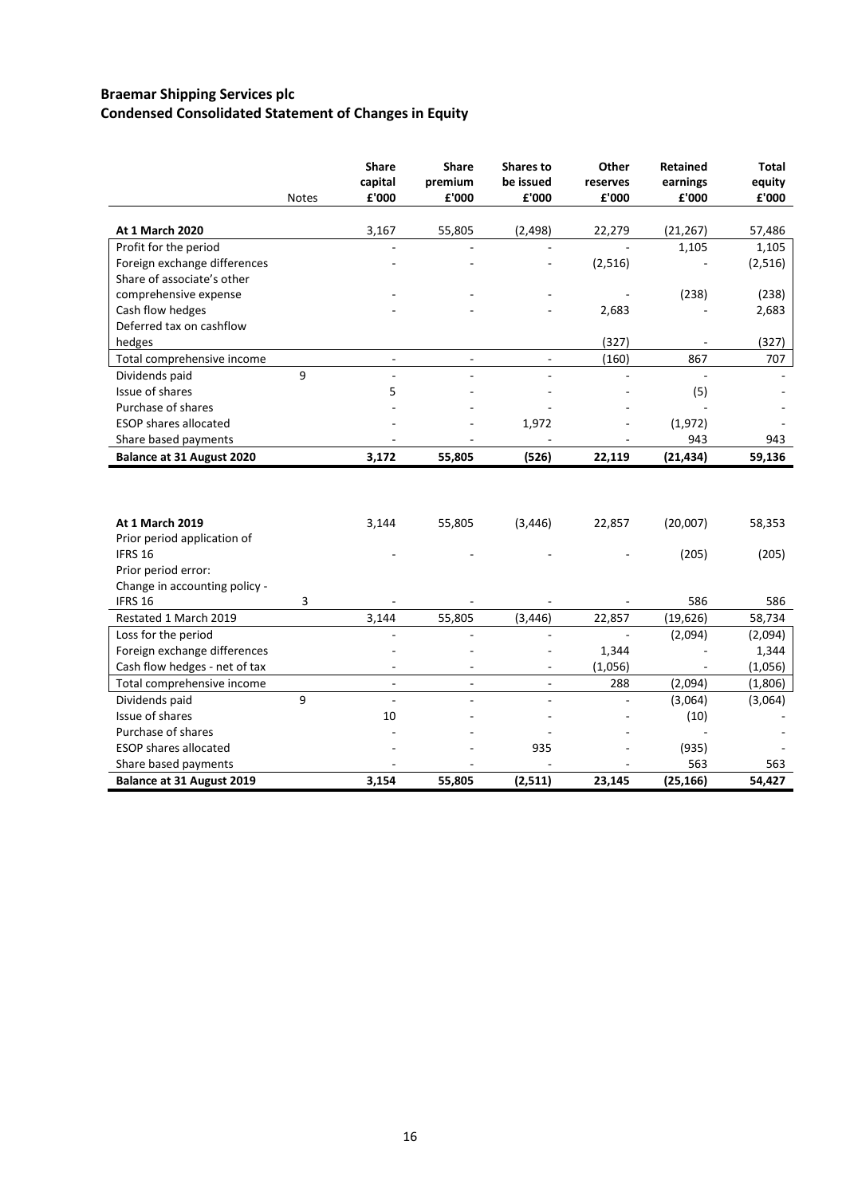## Braemar Shipping Services plc
## Condensed Consolidated Statement of Changes in Equity

| | Notes | Share capital £'000 | Share premium £'000 | Shares to be issued £'000 | Other reserves £'000 | Retained earnings £'000 | Total equity £'000 |
|---|---|---|---|---|---|---|---|
| **At 1 March 2020** | | 3,167 | 55,805 | (2,498) | 22,279 | (21,267) | 57,486 |
| Profit for the period | | - | - | - | - | 1,105 | 1,105 |
| Foreign exchange differences | | - | - | - | (2,516) | - | (2,516) |
| Share of associate's other comprehensive expense | | - | - | - | - | (238) | (238) |
| Cash flow hedges | | - | - | - | 2,683 | - | 2,683 |
| Deferred tax on cashflow hedges | | | | | (327) | - | (327) |
| Total comprehensive income | | - | - | - | (160) | 867 | 707 |
| Dividends paid | 9 | - | - | - | - | - | - |
| Issue of shares | | 5 | - | - | - | (5) | - |
| Purchase of shares | | - | - | - | - | - | - |
| ESOP shares allocated | | - | - | 1,972 | - | (1,972) | - |
| Share based payments | | - | - | - | - | 943 | 943 |
| **Balance at 31 August 2020** | | **3,172** | **55,805** | **(526)** | **22,119** | **(21,434)** | **59,136** |

| | Notes | Share capital £'000 | Share premium £'000 | Shares to be issued £'000 | Other reserves £'000 | Retained earnings £'000 | Total equity £'000 |
|---|---|---|---|---|---|---|---|
| **At 1 March 2019** | | 3,144 | 55,805 | (3,446) | 22,857 | (20,007) | 58,353 |
| Prior period application of IFRS 16 | | - | - | - | - | (205) | (205) |
| Prior period error: Change in accounting policy - IFRS 16 | 3 | - | - | - | - | 586 | 586 |
| Restated 1 March 2019 | | 3,144 | 55,805 | (3,446) | 22,857 | (19,626) | 58,734 |
| Loss for the period | | - | - | - | - | (2,094) | (2,094) |
| Foreign exchange differences | | - | - | - | 1,344 | - | 1,344 |
| Cash flow hedges - net of tax | | - | - | - | (1,056) | - | (1,056) |
| Total comprehensive income | | - | - | - | 288 | (2,094) | (1,806) |
| Dividends paid | 9 | - | - | - | - | (3,064) | (3,064) |
| Issue of shares | | 10 | - | - | - | (10) | - |
| Purchase of shares | | - | - | - | - | - | - |
| ESOP shares allocated | | - | - | 935 | - | (935) | - |
| Share based payments | | - | - | - | - | 563 | 563 |
| **Balance at 31 August 2019** | | **3,154** | **55,805** | **(2,511)** | **23,145** | **(25,166)** | **54,427** |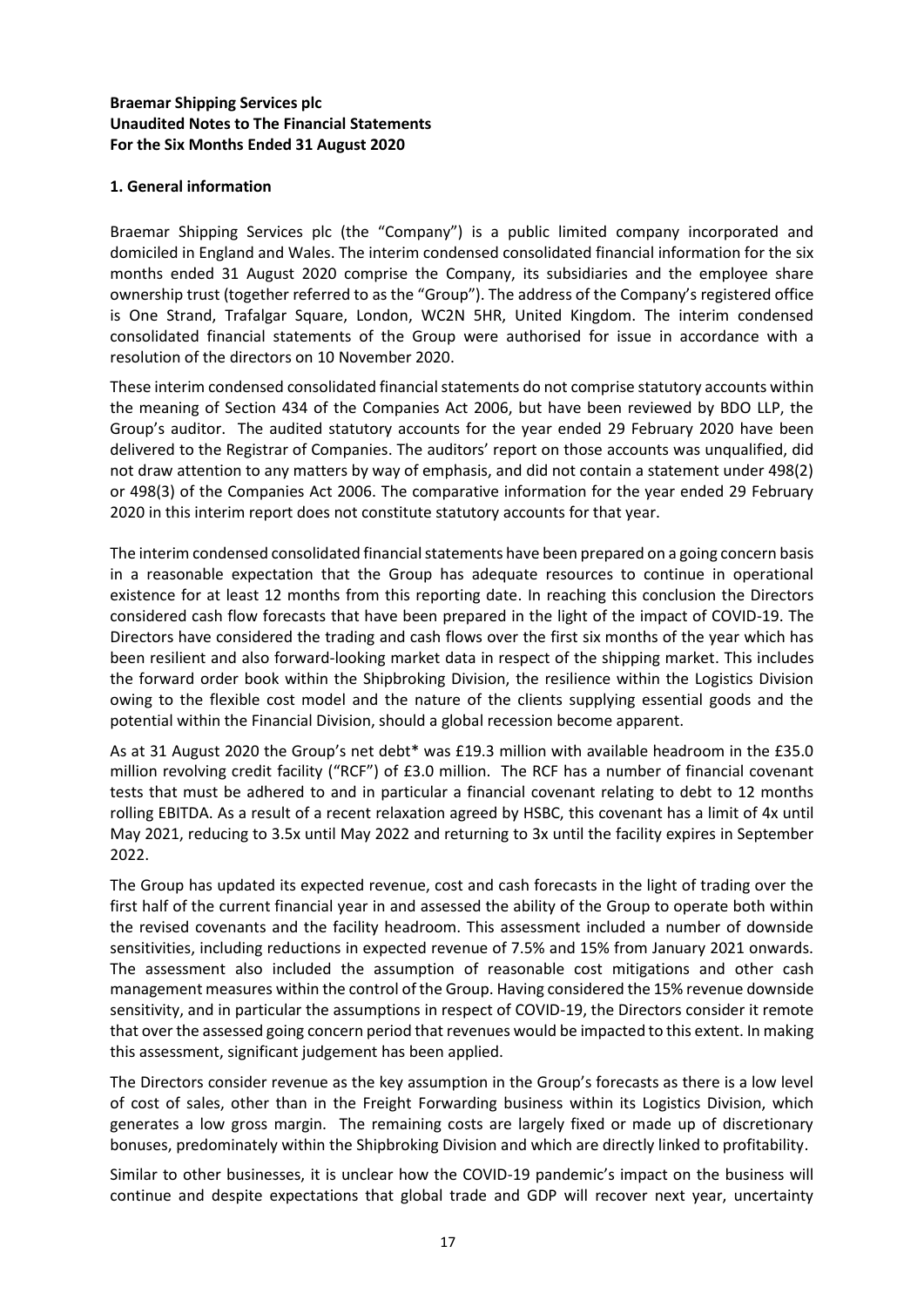**Braemar Shipping Services plc**
**Unaudited Notes to The Financial Statements**
**For the Six Months Ended 31 August 2020**

**1. General information**

Braemar Shipping Services plc (the "Company") is a public limited company incorporated and domiciled in England and Wales. The interim condensed consolidated financial information for the six months ended 31 August 2020 comprise the Company, its subsidiaries and the employee share ownership trust (together referred to as the "Group"). The address of the Company's registered office is One Strand, Trafalgar Square, London, WC2N 5HR, United Kingdom. The interim condensed consolidated financial statements of the Group were authorised for issue in accordance with a resolution of the directors on 10 November 2020.

These interim condensed consolidated financial statements do not comprise statutory accounts within the meaning of Section 434 of the Companies Act 2006, but have been reviewed by BDO LLP, the Group's auditor. The audited statutory accounts for the year ended 29 February 2020 have been delivered to the Registrar of Companies. The auditors' report on those accounts was unqualified, did not draw attention to any matters by way of emphasis, and did not contain a statement under 498(2) or 498(3) of the Companies Act 2006. The comparative information for the year ended 29 February 2020 in this interim report does not constitute statutory accounts for that year.

The interim condensed consolidated financial statements have been prepared on a going concern basis in a reasonable expectation that the Group has adequate resources to continue in operational existence for at least 12 months from this reporting date. In reaching this conclusion the Directors considered cash flow forecasts that have been prepared in the light of the impact of COVID-19. The Directors have considered the trading and cash flows over the first six months of the year which has been resilient and also forward-looking market data in respect of the shipping market. This includes the forward order book within the Shipbroking Division, the resilience within the Logistics Division owing to the flexible cost model and the nature of the clients supplying essential goods and the potential within the Financial Division, should a global recession become apparent.

As at 31 August 2020 the Group's net debt* was £19.3 million with available headroom in the £35.0 million revolving credit facility ("RCF") of £3.0 million. The RCF has a number of financial covenant tests that must be adhered to and in particular a financial covenant relating to debt to 12 months rolling EBITDA. As a result of a recent relaxation agreed by HSBC, this covenant has a limit of 4x until May 2021, reducing to 3.5x until May 2022 and returning to 3x until the facility expires in September 2022.

The Group has updated its expected revenue, cost and cash forecasts in the light of trading over the first half of the current financial year in and assessed the ability of the Group to operate both within the revised covenants and the facility headroom. This assessment included a number of downside sensitivities, including reductions in expected revenue of 7.5% and 15% from January 2021 onwards. The assessment also included the assumption of reasonable cost mitigations and other cash management measures within the control of the Group. Having considered the 15% revenue downside sensitivity, and in particular the assumptions in respect of COVID-19, the Directors consider it remote that over the assessed going concern period that revenues would be impacted to this extent. In making this assessment, significant judgement has been applied.

The Directors consider revenue as the key assumption in the Group's forecasts as there is a low level of cost of sales, other than in the Freight Forwarding business within its Logistics Division, which generates a low gross margin. The remaining costs are largely fixed or made up of discretionary bonuses, predominately within the Shipbroking Division and which are directly linked to profitability.

Similar to other businesses, it is unclear how the COVID-19 pandemic's impact on the business will continue and despite expectations that global trade and GDP will recover next year, uncertainty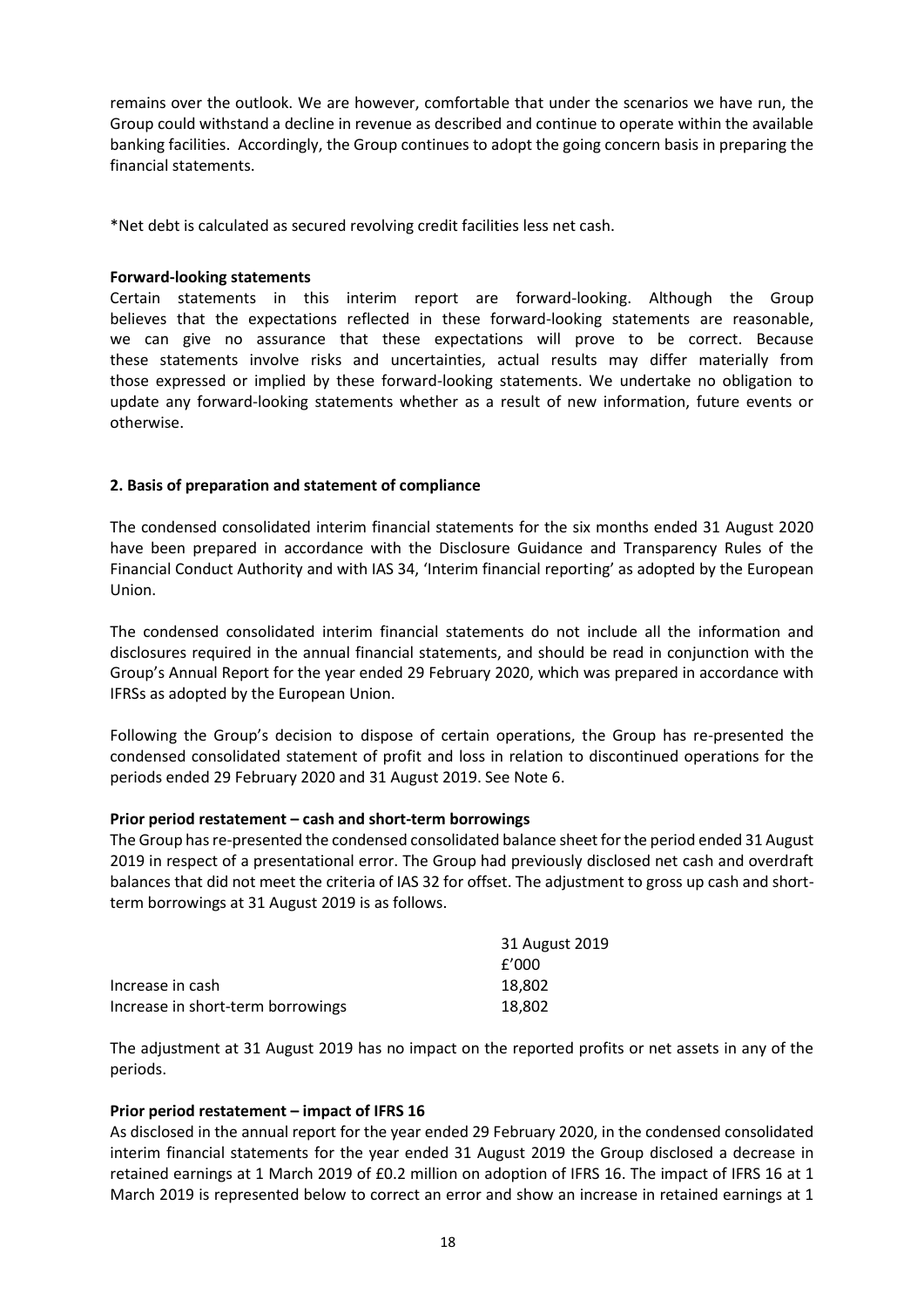remains over the outlook. We are however, comfortable that under the scenarios we have run, the Group could withstand a decline in revenue as described and continue to operate within the available banking facilities. Accordingly, the Group continues to adopt the going concern basis in preparing the financial statements.

*Net debt is calculated as secured revolving credit facilities less net cash.

**Forward-looking statements**

Certain statements in this interim report are forward-looking. Although the Group believes that the expectations reflected in these forward-looking statements are reasonable, we can give no assurance that these expectations will prove to be correct. Because these statements involve risks and uncertainties, actual results may differ materially from those expressed or implied by these forward-looking statements. We undertake no obligation to update any forward-looking statements whether as a result of new information, future events or otherwise.

**2. Basis of preparation and statement of compliance**

The condensed consolidated interim financial statements for the six months ended 31 August 2020 have been prepared in accordance with the Disclosure Guidance and Transparency Rules of the Financial Conduct Authority and with IAS 34, 'Interim financial reporting' as adopted by the European Union.

The condensed consolidated interim financial statements do not include all the information and disclosures required in the annual financial statements, and should be read in conjunction with the Group's Annual Report for the year ended 29 February 2020, which was prepared in accordance with IFRSs as adopted by the European Union.

Following the Group's decision to dispose of certain operations, the Group has re-presented the condensed consolidated statement of profit and loss in relation to discontinued operations for the periods ended 29 February 2020 and 31 August 2019. See Note 6.

**Prior period restatement – cash and short-term borrowings**

The Group has re-presented the condensed consolidated balance sheet for the period ended 31 August 2019 in respect of a presentational error. The Group had previously disclosed net cash and overdraft balances that did not meet the criteria of IAS 32 for offset. The adjustment to gross up cash and short-term borrowings at 31 August 2019 is as follows.

| | 31 August 2019 |
|---|---|
| | £'000 |
| Increase in cash | 18,802 |
| Increase in short-term borrowings | 18,802 |

The adjustment at 31 August 2019 has no impact on the reported profits or net assets in any of the periods.

**Prior period restatement – impact of IFRS 16**

As disclosed in the annual report for the year ended 29 February 2020, in the condensed consolidated interim financial statements for the year ended 31 August 2019 the Group disclosed a decrease in retained earnings at 1 March 2019 of £0.2 million on adoption of IFRS 16. The impact of IFRS 16 at 1 March 2019 is represented below to correct an error and show an increase in retained earnings at 1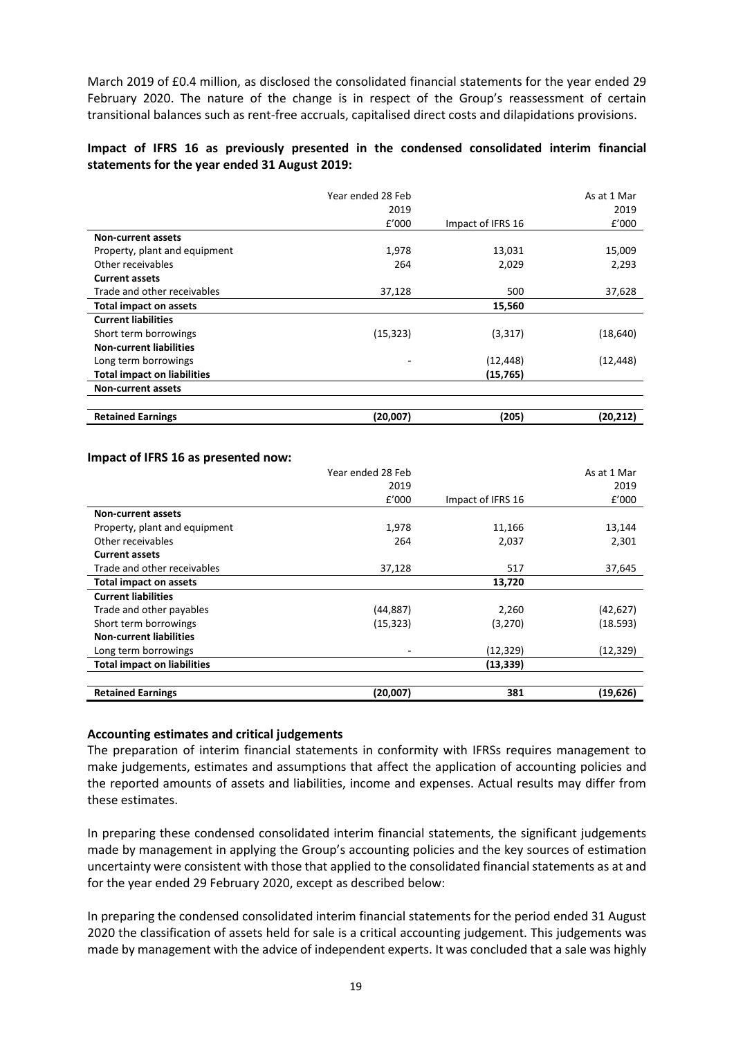March 2019 of £0.4 million, as disclosed the consolidated financial statements for the year ended 29 February 2020. The nature of the change is in respect of the Group's reassessment of certain transitional balances such as rent-free accruals, capitalised direct costs and dilapidations provisions.

**Impact of IFRS 16 as previously presented in the condensed consolidated interim financial statements for the year ended 31 August 2019:**

| | Year ended 28 Feb 2019 £'000 | Impact of IFRS 16 | As at 1 Mar 2019 £'000 |
|---|---|---|---|
| **Non-current assets** | | | |
| Property, plant and equipment | 1,978 | 13,031 | 15,009 |
| Other receivables | 264 | 2,029 | 2,293 |
| **Current assets** | | | |
| Trade and other receivables | 37,128 | 500 | 37,628 |
| **Total impact on assets** | | **15,560** | |
| **Current liabilities** | | | |
| Short term borrowings | (15,323) | (3,317) | (18,640) |
| **Non-current liabilities** | | | |
| Long term borrowings | - | (12,448) | (12,448) |
| **Total impact on liabilities** | | **(15,765)** | |
| **Non-current assets** | | | |
| | | | |
| **Retained Earnings** | **(20,007)** | **(205)** | **(20,212)** |

**Impact of IFRS 16 as presented now:**

| | Year ended 28 Feb 2019 £'000 | Impact of IFRS 16 | As at 1 Mar 2019 £'000 |
|---|---|---|---|
| **Non-current assets** | | | |
| Property, plant and equipment | 1,978 | 11,166 | 13,144 |
| Other receivables | 264 | 2,037 | 2,301 |
| **Current assets** | | | |
| Trade and other receivables | 37,128 | 517 | 37,645 |
| **Total impact on assets** | | **13,720** | |
| **Current liabilities** | | | |
| Trade and other payables | (44,887) | 2,260 | (42,627) |
| Short term borrowings | (15,323) | (3,270) | (18.593) |
| **Non-current liabilities** | | | |
| Long term borrowings | - | (12,329) | (12,329) |
| **Total impact on liabilities** | | **(13,339)** | |
| | | | |
| **Retained Earnings** | **(20,007)** | **381** | **(19,626)** |

**Accounting estimates and critical judgements**

The preparation of interim financial statements in conformity with IFRSs requires management to make judgements, estimates and assumptions that affect the application of accounting policies and the reported amounts of assets and liabilities, income and expenses. Actual results may differ from these estimates.

In preparing these condensed consolidated interim financial statements, the significant judgements made by management in applying the Group's accounting policies and the key sources of estimation uncertainty were consistent with those that applied to the consolidated financial statements as at and for the year ended 29 February 2020, except as described below:

In preparing the condensed consolidated interim financial statements for the period ended 31 August 2020 the classification of assets held for sale is a critical accounting judgement. This judgements was made by management with the advice of independent experts. It was concluded that a sale was highly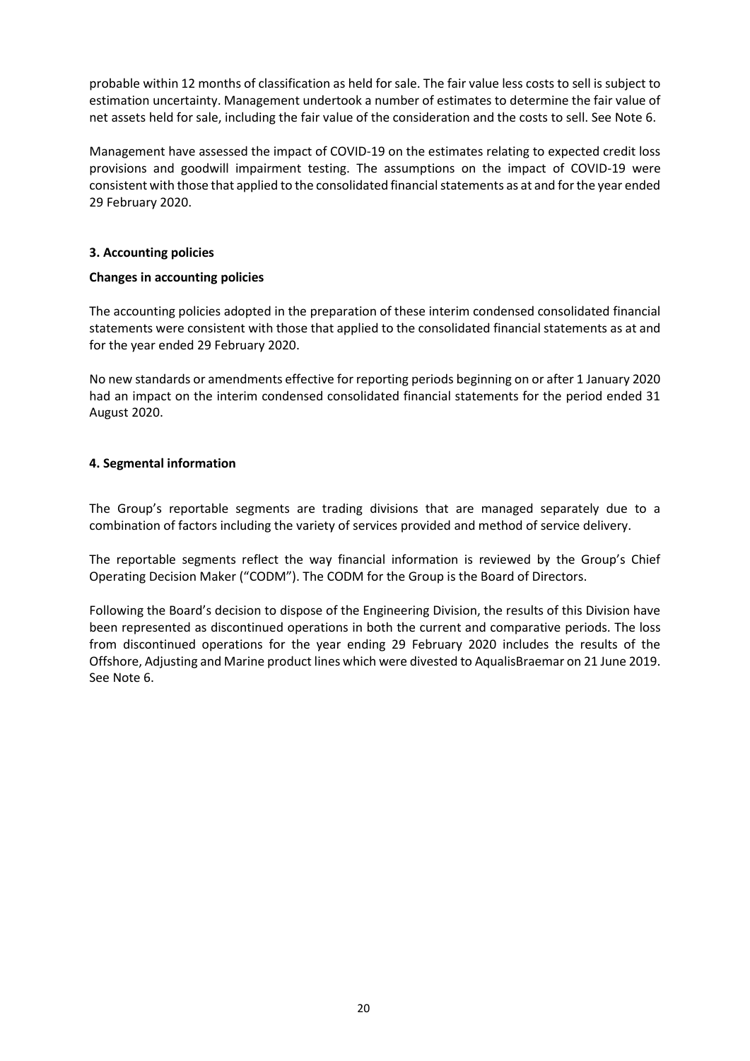probable within 12 months of classification as held for sale. The fair value less costs to sell is subject to estimation uncertainty. Management undertook a number of estimates to determine the fair value of net assets held for sale, including the fair value of the consideration and the costs to sell. See Note 6.

Management have assessed the impact of COVID-19 on the estimates relating to expected credit loss provisions and goodwill impairment testing. The assumptions on the impact of COVID-19 were consistent with those that applied to the consolidated financial statements as at and for the year ended 29 February 2020.

### 3. Accounting policies

**Changes in accounting policies**

The accounting policies adopted in the preparation of these interim condensed consolidated financial statements were consistent with those that applied to the consolidated financial statements as at and for the year ended 29 February 2020.

No new standards or amendments effective for reporting periods beginning on or after 1 January 2020 had an impact on the interim condensed consolidated financial statements for the period ended 31 August 2020.

### 4. Segmental information

The Group's reportable segments are trading divisions that are managed separately due to a combination of factors including the variety of services provided and method of service delivery.

The reportable segments reflect the way financial information is reviewed by the Group's Chief Operating Decision Maker ("CODM"). The CODM for the Group is the Board of Directors.

Following the Board's decision to dispose of the Engineering Division, the results of this Division have been represented as discontinued operations in both the current and comparative periods. The loss from discontinued operations for the year ending 29 February 2020 includes the results of the Offshore, Adjusting and Marine product lines which were divested to AqualisBraemar on 21 June 2019. See Note 6.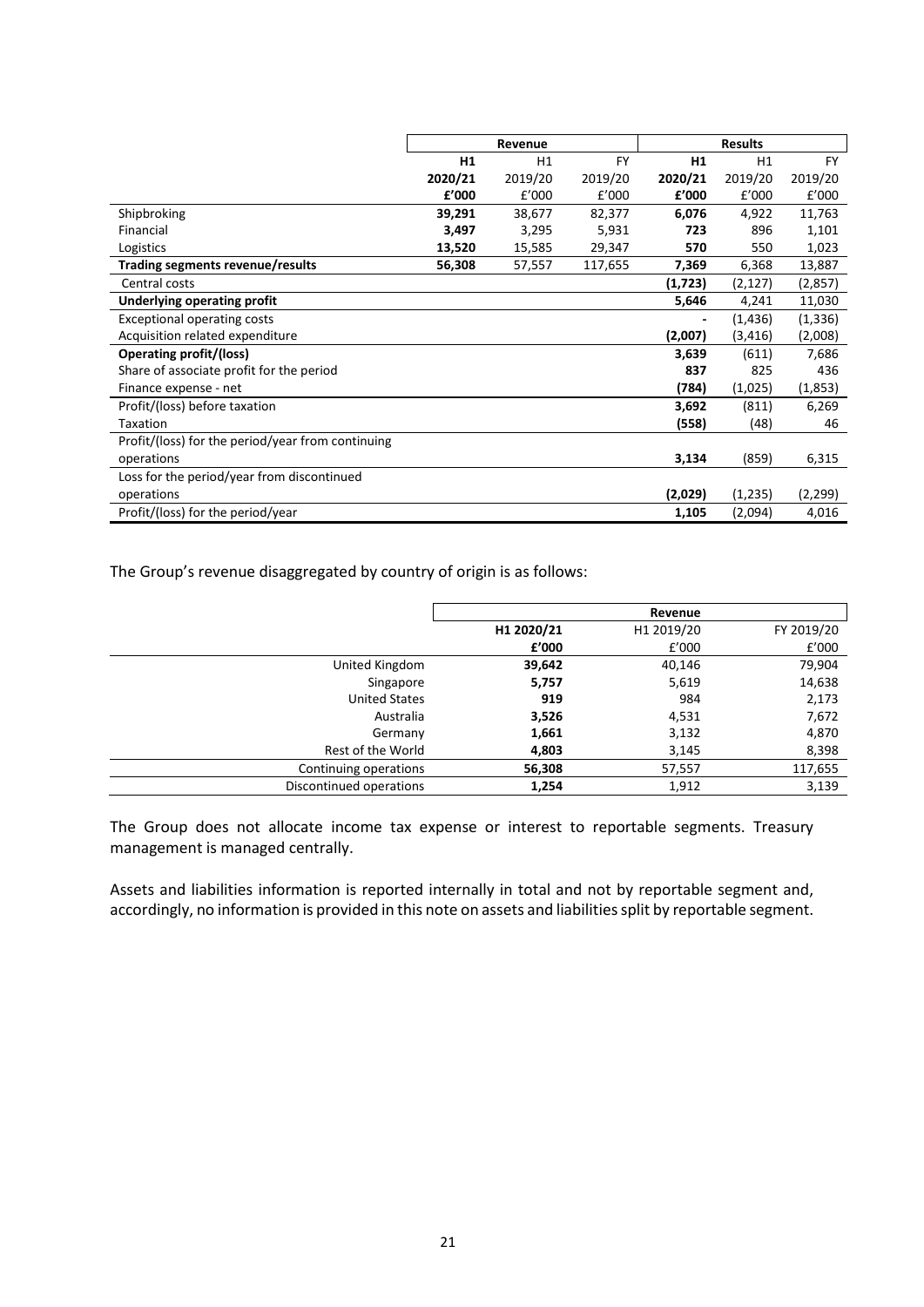| | Revenue | | | Results | | |
|---|---|---|---|---|---|---|
| | **H1** | H1 | FY | **H1** | H1 | FY |
| | **2020/21** | 2019/20 | 2019/20 | **2020/21** | 2019/20 | 2019/20 |
| | **£'000** | £'000 | £'000 | **£'000** | £'000 | £'000 |
| Shipbroking | **39,291** | 38,677 | 82,377 | **6,076** | 4,922 | 11,763 |
| Financial | **3,497** | 3,295 | 5,931 | **723** | 896 | 1,101 |
| Logistics | **13,520** | 15,585 | 29,347 | **570** | 550 | 1,023 |
| **Trading segments revenue/results** | **56,308** | 57,557 | 117,655 | **7,369** | 6,368 | 13,887 |
| Central costs | | | | **(1,723)** | (2,127) | (2,857) |
| **Underlying operating profit** | | | | **5,646** | 4,241 | 11,030 |
| Exceptional operating costs | | | | **-** | (1,436) | (1,336) |
| Acquisition related expenditure | | | | **(2,007)** | (3,416) | (2,008) |
| **Operating profit/(loss)** | | | | **3,639** | (611) | 7,686 |
| Share of associate profit for the period | | | | **837** | 825 | 436 |
| Finance expense - net | | | | **(784)** | (1,025) | (1,853) |
| Profit/(loss) before taxation | | | | **3,692** | (811) | 6,269 |
| Taxation | | | | **(558)** | (48) | 46 |
| Profit/(loss) for the period/year from continuing operations | | | | **3,134** | (859) | 6,315 |
| Loss for the period/year from discontinued operations | | | | **(2,029)** | (1,235) | (2,299) |
| Profit/(loss) for the period/year | | | | **1,105** | (2,094) | 4,016 |

The Group's revenue disaggregated by country of origin is as follows:

| | Revenue | | |
|---|---|---|---|
| | **H1 2020/21** | H1 2019/20 | FY 2019/20 |
| | **£'000** | £'000 | £'000 |
| United Kingdom | **39,642** | 40,146 | 79,904 |
| Singapore | **5,757** | 5,619 | 14,638 |
| United States | **919** | 984 | 2,173 |
| Australia | **3,526** | 4,531 | 7,672 |
| Germany | **1,661** | 3,132 | 4,870 |
| Rest of the World | **4,803** | 3,145 | 8,398 |
| Continuing operations | **56,308** | 57,557 | 117,655 |
| Discontinued operations | **1,254** | 1,912 | 3,139 |

The Group does not allocate income tax expense or interest to reportable segments. Treasury management is managed centrally.

Assets and liabilities information is reported internally in total and not by reportable segment and, accordingly, no information is provided in this note on assets and liabilities split by reportable segment.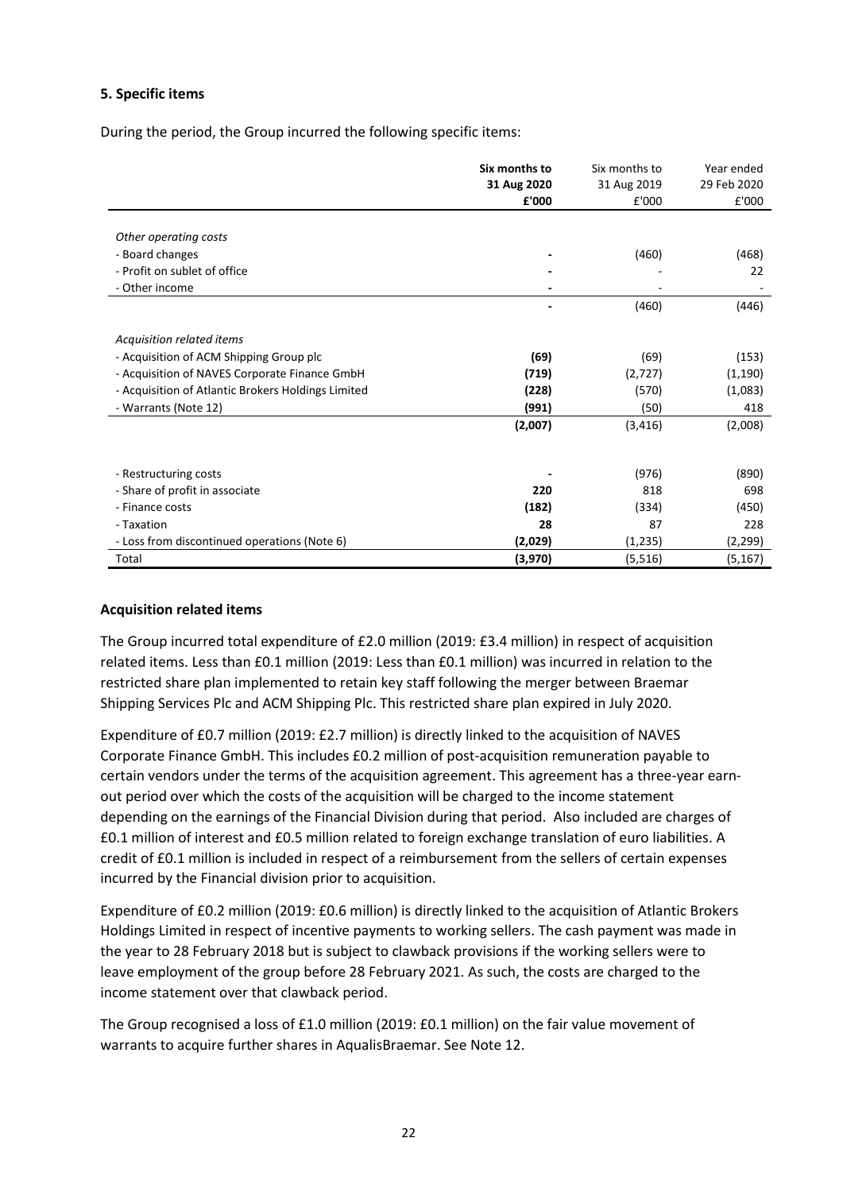### 5. Specific items

During the period, the Group incurred the following specific items:

| | **Six months to 31 Aug 2020 £'000** | Six months to 31 Aug 2019 £'000 | Year ended 29 Feb 2020 £'000 |
|---|---|---|---|
| *Other operating costs* | | | |
| - Board changes | **-** | (460) | (468) |
| - Profit on sublet of office | **-** | - | 22 |
| - Other income | **-** | - | - |
| | **-** | (460) | (446) |
| *Acquisition related items* | | | |
| - Acquisition of ACM Shipping Group plc | **(69)** | (69) | (153) |
| - Acquisition of NAVES Corporate Finance GmbH | **(719)** | (2,727) | (1,190) |
| - Acquisition of Atlantic Brokers Holdings Limited | **(228)** | (570) | (1,083) |
| - Warrants (Note 12) | **(991)** | (50) | 418 |
| | **(2,007)** | (3,416) | (2,008) |
| - Restructuring costs | **-** | (976) | (890) |
| - Share of profit in associate | **220** | 818 | 698 |
| - Finance costs | **(182)** | (334) | (450) |
| - Taxation | **28** | 87 | 228 |
| - Loss from discontinued operations (Note 6) | **(2,029)** | (1,235) | (2,299) |
| Total | **(3,970)** | (5,516) | (5,167) |

**Acquisition related items**

The Group incurred total expenditure of £2.0 million (2019: £3.4 million) in respect of acquisition related items. Less than £0.1 million (2019: Less than £0.1 million) was incurred in relation to the restricted share plan implemented to retain key staff following the merger between Braemar Shipping Services Plc and ACM Shipping Plc. This restricted share plan expired in July 2020.

Expenditure of £0.7 million (2019: £2.7 million) is directly linked to the acquisition of NAVES Corporate Finance GmbH. This includes £0.2 million of post-acquisition remuneration payable to certain vendors under the terms of the acquisition agreement. This agreement has a three-year earn-out period over which the costs of the acquisition will be charged to the income statement depending on the earnings of the Financial Division during that period. Also included are charges of £0.1 million of interest and £0.5 million related to foreign exchange translation of euro liabilities. A credit of £0.1 million is included in respect of a reimbursement from the sellers of certain expenses incurred by the Financial division prior to acquisition.

Expenditure of £0.2 million (2019: £0.6 million) is directly linked to the acquisition of Atlantic Brokers Holdings Limited in respect of incentive payments to working sellers. The cash payment was made in the year to 28 February 2018 but is subject to clawback provisions if the working sellers were to leave employment of the group before 28 February 2021. As such, the costs are charged to the income statement over that clawback period.

The Group recognised a loss of £1.0 million (2019: £0.1 million) on the fair value movement of warrants to acquire further shares in AqualisBraemar. See Note 12.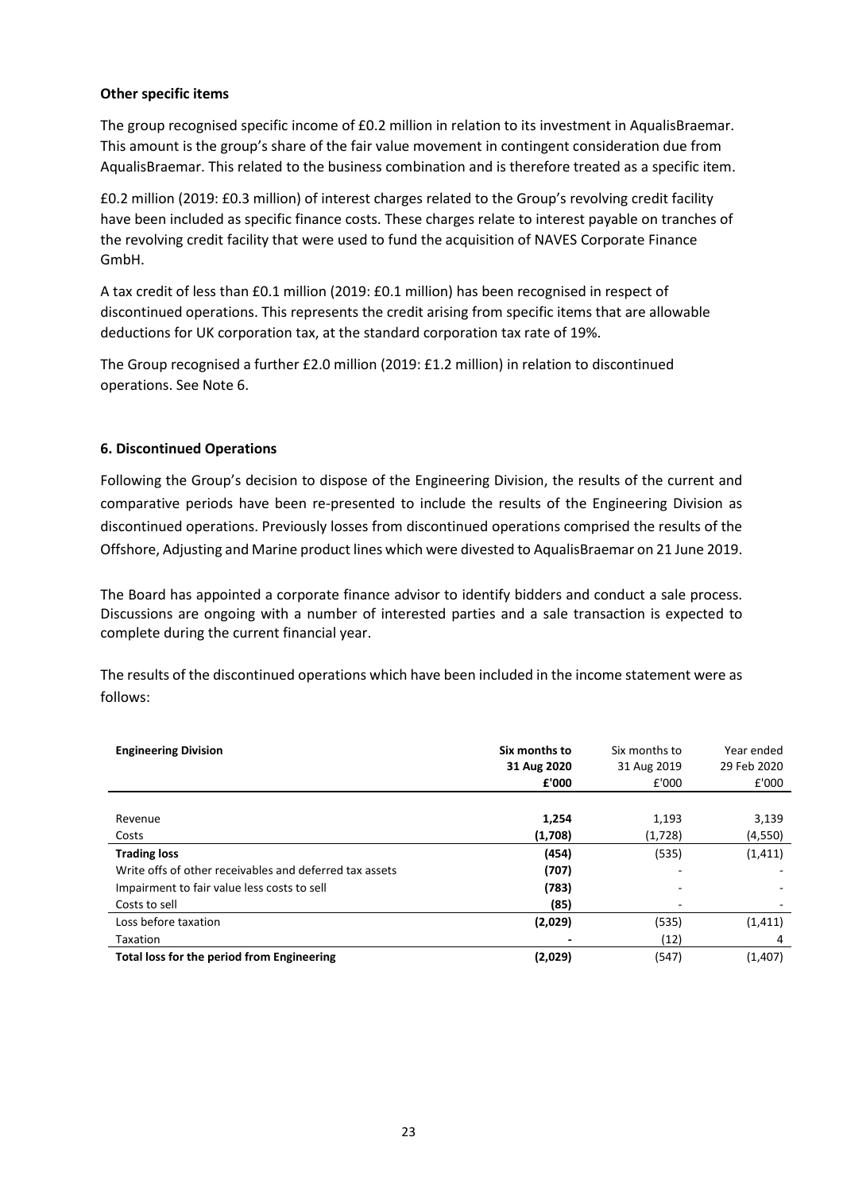**Other specific items**

The group recognised specific income of £0.2 million in relation to its investment in AqualisBraemar. This amount is the group's share of the fair value movement in contingent consideration due from AqualisBraemar. This related to the business combination and is therefore treated as a specific item.

£0.2 million (2019: £0.3 million) of interest charges related to the Group's revolving credit facility have been included as specific finance costs. These charges relate to interest payable on tranches of the revolving credit facility that were used to fund the acquisition of NAVES Corporate Finance GmbH.

A tax credit of less than £0.1 million (2019: £0.1 million) has been recognised in respect of discontinued operations. This represents the credit arising from specific items that are allowable deductions for UK corporation tax, at the standard corporation tax rate of 19%.

The Group recognised a further £2.0 million (2019: £1.2 million) in relation to discontinued operations. See Note 6.

## 6. Discontinued Operations

Following the Group's decision to dispose of the Engineering Division, the results of the current and comparative periods have been re-presented to include the results of the Engineering Division as discontinued operations. Previously losses from discontinued operations comprised the results of the Offshore, Adjusting and Marine product lines which were divested to AqualisBraemar on 21 June 2019.

The Board has appointed a corporate finance advisor to identify bidders and conduct a sale process. Discussions are ongoing with a number of interested parties and a sale transaction is expected to complete during the current financial year.

The results of the discontinued operations which have been included in the income statement were as follows:

| **Engineering Division** | **Six months to 31 Aug 2020 £'000** | Six months to 31 Aug 2019 £'000 | Year ended 29 Feb 2020 £'000 |
|---|---|---|---|
| Revenue | **1,254** | 1,193 | 3,139 |
| Costs | **(1,708)** | (1,728) | (4,550) |
| **Trading loss** | **(454)** | (535) | (1,411) |
| Write offs of other receivables and deferred tax assets | **(707)** | - | - |
| Impairment to fair value less costs to sell | **(783)** | - | - |
| Costs to sell | **(85)** | - | - |
| Loss before taxation | **(2,029)** | (535) | (1,411) |
| Taxation | **-** | (12) | 4 |
| **Total loss for the period from Engineering** | **(2,029)** | (547) | (1,407) |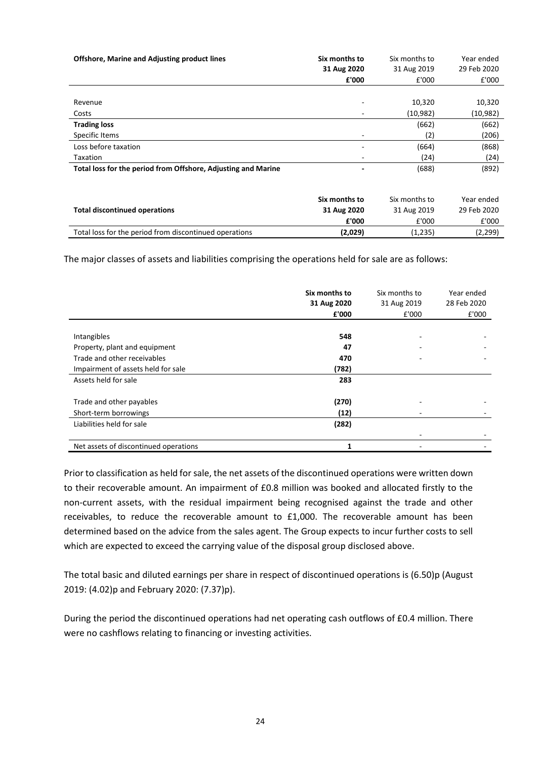| Offshore, Marine and Adjusting product lines | Six months to 31 Aug 2020 £'000 | Six months to 31 Aug 2019 £'000 | Year ended 29 Feb 2020 £'000 |
|---|---|---|---|
| Revenue | - | 10,320 | 10,320 |
| Costs | - | (10,982) | (10,982) |
| **Trading loss** | | (662) | (662) |
| Specific Items | - | (2) | (206) |
| Loss before taxation | - | (664) | (868) |
| Taxation | - | (24) | (24) |
| **Total loss for the period from Offshore, Adjusting and Marine** | **-** | (688) | (892) |

| Total discontinued operations | Six months to 31 Aug 2020 £'000 | Six months to 31 Aug 2019 £'000 | Year ended 29 Feb 2020 £'000 |
|---|---|---|---|
| Total loss for the period from discontinued operations | **(2,029)** | (1,235) | (2,299) |

The major classes of assets and liabilities comprising the operations held for sale are as follows:

| | Six months to 31 Aug 2020 £'000 | Six months to 31 Aug 2019 £'000 | Year ended 28 Feb 2020 £'000 |
|---|---|---|---|
| Intangibles | **548** | - | - |
| Property, plant and equipment | **47** | - | - |
| Trade and other receivables | **470** | - | - |
| Impairment of assets held for sale | **(782)** | | |
| Assets held for sale | **283** | | |
| Trade and other payables | **(270)** | - | - |
| Short-term borrowings | **(12)** | - | - |
| Liabilities held for sale | **(282)** | | |
| | | - | - |
| Net assets of discontinued operations | **1** | - | - |

Prior to classification as held for sale, the net assets of the discontinued operations were written down to their recoverable amount. An impairment of £0.8 million was booked and allocated firstly to the non-current assets, with the residual impairment being recognised against the trade and other receivables, to reduce the recoverable amount to £1,000. The recoverable amount has been determined based on the advice from the sales agent. The Group expects to incur further costs to sell which are expected to exceed the carrying value of the disposal group disclosed above.

The total basic and diluted earnings per share in respect of discontinued operations is (6.50)p (August 2019: (4.02)p and February 2020: (7.37)p).

During the period the discontinued operations had net operating cash outflows of £0.4 million. There were no cashflows relating to financing or investing activities.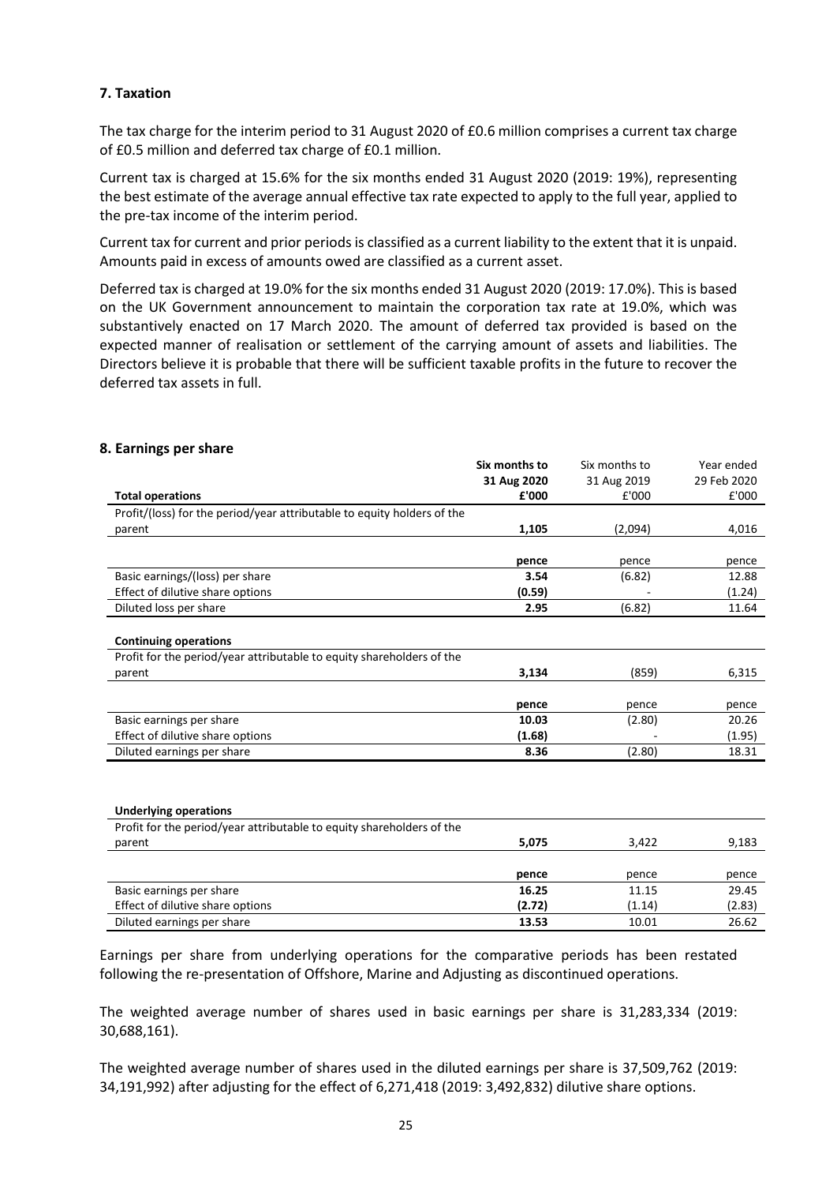## 7. Taxation

The tax charge for the interim period to 31 August 2020 of £0.6 million comprises a current tax charge of £0.5 million and deferred tax charge of £0.1 million.

Current tax is charged at 15.6% for the six months ended 31 August 2020 (2019: 19%), representing the best estimate of the average annual effective tax rate expected to apply to the full year, applied to the pre-tax income of the interim period.

Current tax for current and prior periods is classified as a current liability to the extent that it is unpaid. Amounts paid in excess of amounts owed are classified as a current asset.

Deferred tax is charged at 19.0% for the six months ended 31 August 2020 (2019: 17.0%). This is based on the UK Government announcement to maintain the corporation tax rate at 19.0%, which was substantively enacted on 17 March 2020. The amount of deferred tax provided is based on the expected manner of realisation or settlement of the carrying amount of assets and liabilities. The Directors believe it is probable that there will be sufficient taxable profits in the future to recover the deferred tax assets in full.

## 8. Earnings per share

| | **Six months to 31 Aug 2020** | Six months to 31 Aug 2019 | Year ended 29 Feb 2020 |
|---|---|---|---|
| **Total operations** | **£'000** | £'000 | £'000 |
| Profit/(loss) for the period/year attributable to equity holders of the parent | **1,105** | (2,094) | 4,016 |
| | **pence** | pence | pence |
| Basic earnings/(loss) per share | **3.54** | (6.82) | 12.88 |
| Effect of dilutive share options | **(0.59)** | - | (1.24) |
| Diluted loss per share | **2.95** | (6.82) | 11.64 |
| **Continuing operations** | | | |
| Profit for the period/year attributable to equity shareholders of the parent | **3,134** | (859) | 6,315 |
| | **pence** | pence | pence |
| Basic earnings per share | **10.03** | (2.80) | 20.26 |
| Effect of dilutive share options | **(1.68)** | - | (1.95) |
| Diluted earnings per share | **8.36** | (2.80) | 18.31 |

| **Underlying operations** | | | |
|---|---|---|---|
| Profit for the period/year attributable to equity shareholders of the parent | **5,075** | 3,422 | 9,183 |
| | **pence** | pence | pence |
| Basic earnings per share | **16.25** | 11.15 | 29.45 |
| Effect of dilutive share options | **(2.72)** | (1.14) | (2.83) |
| Diluted earnings per share | **13.53** | 10.01 | 26.62 |

Earnings per share from underlying operations for the comparative periods has been restated following the re-presentation of Offshore, Marine and Adjusting as discontinued operations.

The weighted average number of shares used in basic earnings per share is 31,283,334 (2019: 30,688,161).

The weighted average number of shares used in the diluted earnings per share is 37,509,762 (2019: 34,191,992) after adjusting for the effect of 6,271,418 (2019: 3,492,832) dilutive share options.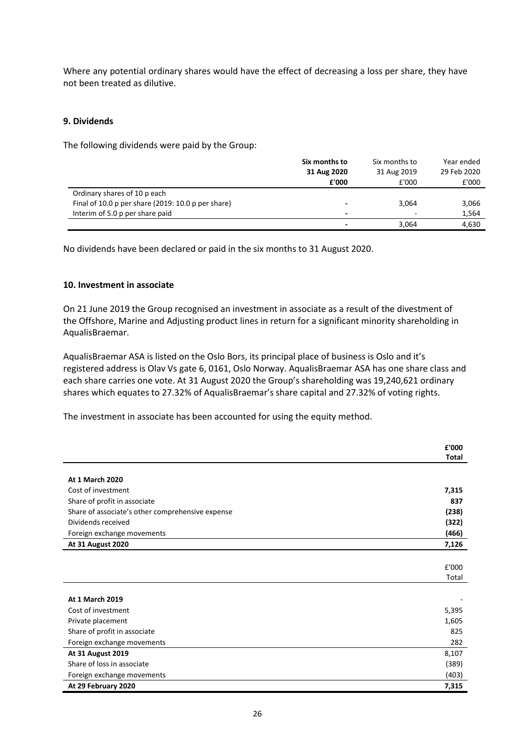Where any potential ordinary shares would have the effect of decreasing a loss per share, they have not been treated as dilutive.

## 9. Dividends

The following dividends were paid by the Group:

| | **Six months to 31 Aug 2020 £'000** | Six months to 31 Aug 2019 £'000 | Year ended 29 Feb 2020 £'000 |
|---|---|---|---|
| Ordinary shares of 10 p each | | | |
| Final of 10.0 p per share (2019: 10.0 p per share) | **-** | 3,064 | 3,066 |
| Interim of 5.0 p per share paid | **-** | - | 1,564 |
| | **-** | 3,064 | 4,630 |

No dividends have been declared or paid in the six months to 31 August 2020.

## 10. Investment in associate

On 21 June 2019 the Group recognised an investment in associate as a result of the divestment of the Offshore, Marine and Adjusting product lines in return for a significant minority shareholding in AqualisBraemar.

AqualisBraemar ASA is listed on the Oslo Bors, its principal place of business is Oslo and it's registered address is Olav Vs gate 6, 0161, Oslo Norway. AqualisBraemar ASA has one share class and each share carries one vote. At 31 August 2020 the Group's shareholding was 19,240,621 ordinary shares which equates to 27.32% of AqualisBraemar's share capital and 27.32% of voting rights.

The investment in associate has been accounted for using the equity method.

| | **£'000 Total** |
|---|---|
| **At 1 March 2020** | |
| Cost of investment | **7,315** |
| Share of profit in associate | **837** |
| Share of associate's other comprehensive expense | **(238)** |
| Dividends received | **(322)** |
| Foreign exchange movements | **(466)** |
| **At 31 August 2020** | **7,126** |

| | £'000 Total |
|---|---|
| **At 1 March 2019** | - |
| Cost of investment | 5,395 |
| Private placement | 1,605 |
| Share of profit in associate | 825 |
| Foreign exchange movements | 282 |
| **At 31 August 2019** | 8,107 |
| Share of loss in associate | (389) |
| Foreign exchange movements | (403) |
| **At 29 February 2020** | **7,315** |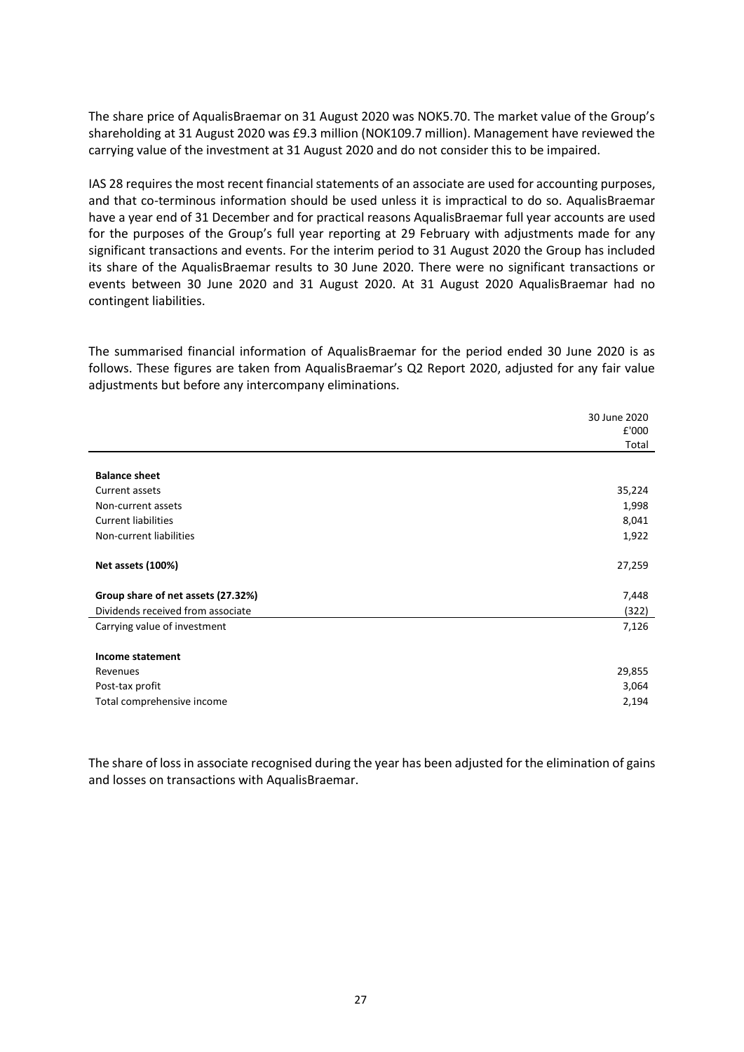The share price of AqualisBraemar on 31 August 2020 was NOK5.70. The market value of the Group's shareholding at 31 August 2020 was £9.3 million (NOK109.7 million). Management have reviewed the carrying value of the investment at 31 August 2020 and do not consider this to be impaired.

IAS 28 requires the most recent financial statements of an associate are used for accounting purposes, and that co-terminous information should be used unless it is impractical to do so. AqualisBraemar have a year end of 31 December and for practical reasons AqualisBraemar full year accounts are used for the purposes of the Group's full year reporting at 29 February with adjustments made for any significant transactions and events. For the interim period to 31 August 2020 the Group has included its share of the AqualisBraemar results to 30 June 2020. There were no significant transactions or events between 30 June 2020 and 31 August 2020. At 31 August 2020 AqualisBraemar had no contingent liabilities.

The summarised financial information of AqualisBraemar for the period ended 30 June 2020 is as follows. These figures are taken from AqualisBraemar's Q2 Report 2020, adjusted for any fair value adjustments but before any intercompany eliminations.

| | 30 June 2020<br>£'000<br>Total |
|---|---|
| **Balance sheet** | |
| Current assets | 35,224 |
| Non-current assets | 1,998 |
| Current liabilities | 8,041 |
| Non-current liabilities | 1,922 |
| **Net assets (100%)** | 27,259 |
| **Group share of net assets (27.32%)** | 7,448 |
| Dividends received from associate | (322) |
| Carrying value of investment | 7,126 |
| **Income statement** | |
| Revenues | 29,855 |
| Post-tax profit | 3,064 |
| Total comprehensive income | 2,194 |

The share of loss in associate recognised during the year has been adjusted for the elimination of gains and losses on transactions with AqualisBraemar.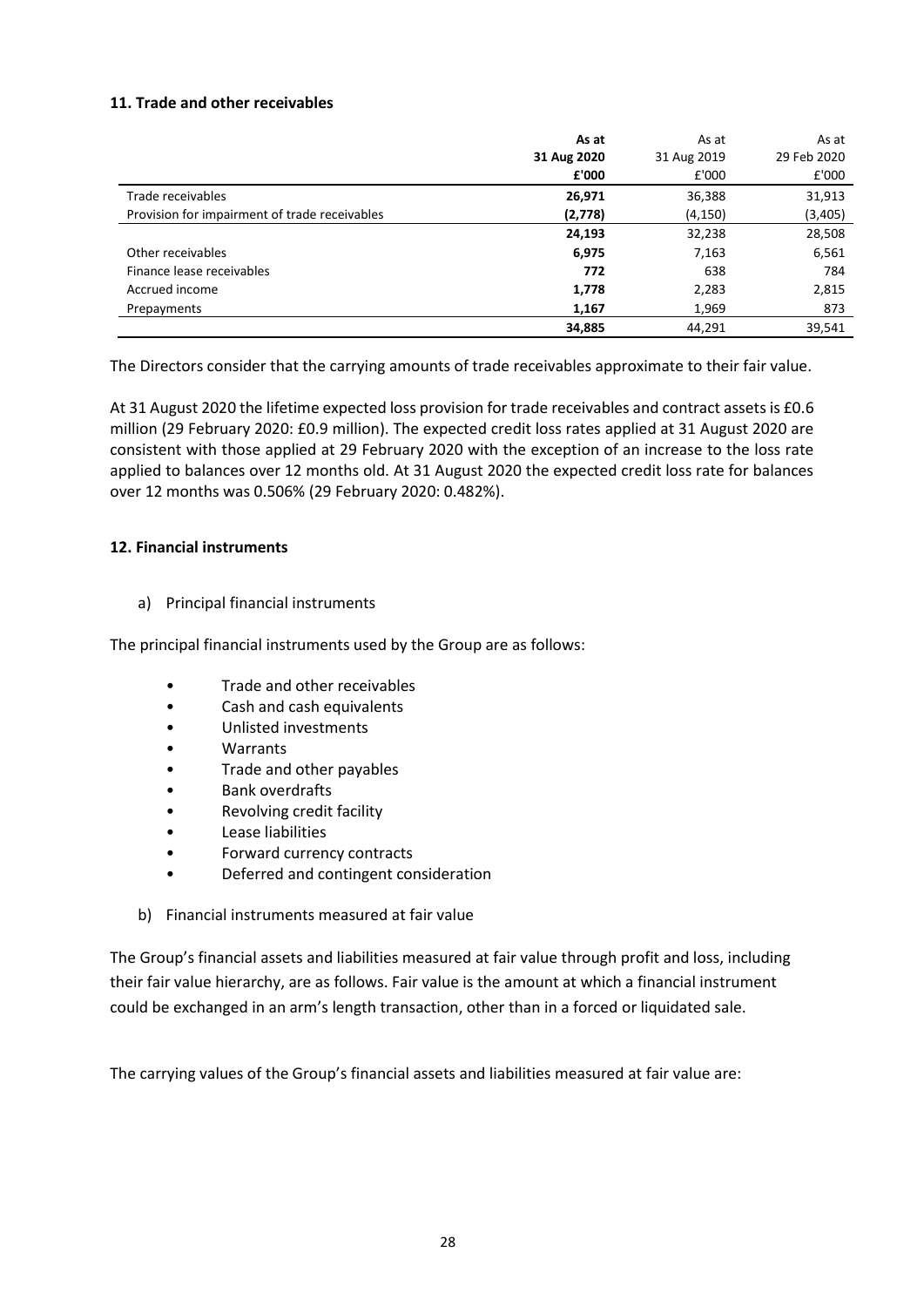### 11. Trade and other receivables

| | **As at 31 Aug 2020 £'000** | As at 31 Aug 2019 £'000 | As at 29 Feb 2020 £'000 |
|---|---|---|---|
| Trade receivables | **26,971** | 36,388 | 31,913 |
| Provision for impairment of trade receivables | **(2,778)** | (4,150) | (3,405) |
| | **24,193** | 32,238 | 28,508 |
| Other receivables | **6,975** | 7,163 | 6,561 |
| Finance lease receivables | **772** | 638 | 784 |
| Accrued income | **1,778** | 2,283 | 2,815 |
| Prepayments | **1,167** | 1,969 | 873 |
| | **34,885** | 44,291 | 39,541 |

The Directors consider that the carrying amounts of trade receivables approximate to their fair value.

At 31 August 2020 the lifetime expected loss provision for trade receivables and contract assets is £0.6 million (29 February 2020: £0.9 million). The expected credit loss rates applied at 31 August 2020 are consistent with those applied at 29 February 2020 with the exception of an increase to the loss rate applied to balances over 12 months old. At 31 August 2020 the expected credit loss rate for balances over 12 months was 0.506% (29 February 2020: 0.482%).

### 12. Financial instruments

a) Principal financial instruments

The principal financial instruments used by the Group are as follows:

- Trade and other receivables
- Cash and cash equivalents
- Unlisted investments
- Warrants
- Trade and other payables
- Bank overdrafts
- Revolving credit facility
- Lease liabilities
- Forward currency contracts
- Deferred and contingent consideration

b) Financial instruments measured at fair value

The Group's financial assets and liabilities measured at fair value through profit and loss, including their fair value hierarchy, are as follows. Fair value is the amount at which a financial instrument could be exchanged in an arm's length transaction, other than in a forced or liquidated sale.

The carrying values of the Group's financial assets and liabilities measured at fair value are: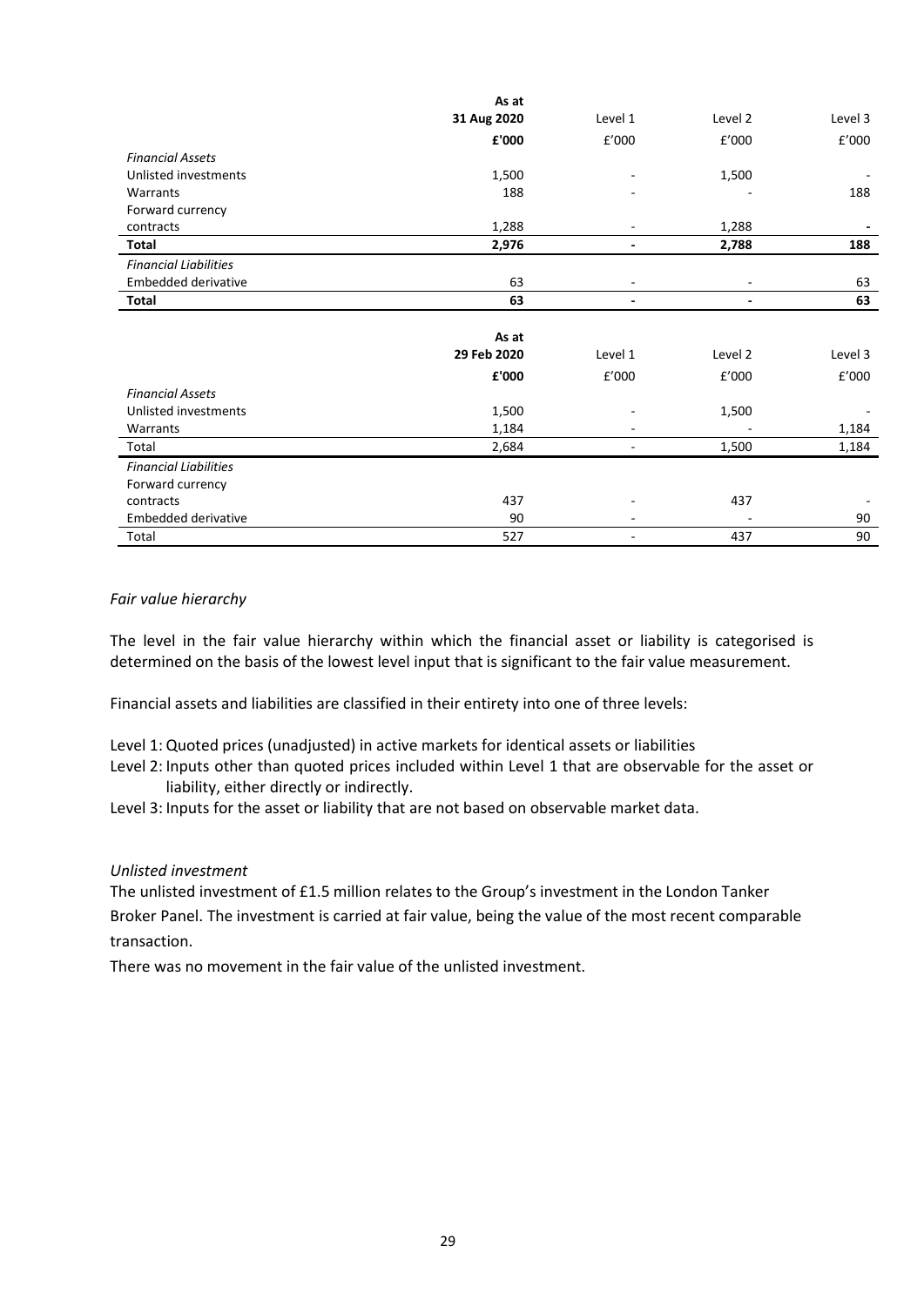| | As at 31 Aug 2020 | Level 1 | Level 2 | Level 3 |
|---|---|---|---|---|
| | **£'000** | £'000 | £'000 | £'000 |
| *Financial Assets* | | | | |
| Unlisted investments | 1,500 | - | 1,500 | - |
| Warrants | 188 | - | - | 188 |
| Forward currency contracts | 1,288 | - | 1,288 | - |
| **Total** | **2,976** | **-** | **2,788** | **188** |
| *Financial Liabilities* | | | | |
| Embedded derivative | 63 | - | - | 63 |
| **Total** | **63** | **-** | **-** | **63** |

| | As at 29 Feb 2020 | Level 1 | Level 2 | Level 3 |
|---|---|---|---|---|
| | **£'000** | £'000 | £'000 | £'000 |
| *Financial Assets* | | | | |
| Unlisted investments | 1,500 | - | 1,500 | - |
| Warrants | 1,184 | - | - | 1,184 |
| Total | 2,684 | - | 1,500 | 1,184 |
| *Financial Liabilities* | | | | |
| Forward currency contracts | 437 | - | 437 | - |
| Embedded derivative | 90 | - | - | 90 |
| Total | 527 | - | 437 | 90 |

*Fair value hierarchy*

The level in the fair value hierarchy within which the financial asset or liability is categorised is determined on the basis of the lowest level input that is significant to the fair value measurement.

Financial assets and liabilities are classified in their entirety into one of three levels:

Level 1: Quoted prices (unadjusted) in active markets for identical assets or liabilities
Level 2: Inputs other than quoted prices included within Level 1 that are observable for the asset or liability, either directly or indirectly.
Level 3: Inputs for the asset or liability that are not based on observable market data.

*Unlisted investment*

The unlisted investment of £1.5 million relates to the Group's investment in the London Tanker Broker Panel. The investment is carried at fair value, being the value of the most recent comparable transaction.

There was no movement in the fair value of the unlisted investment.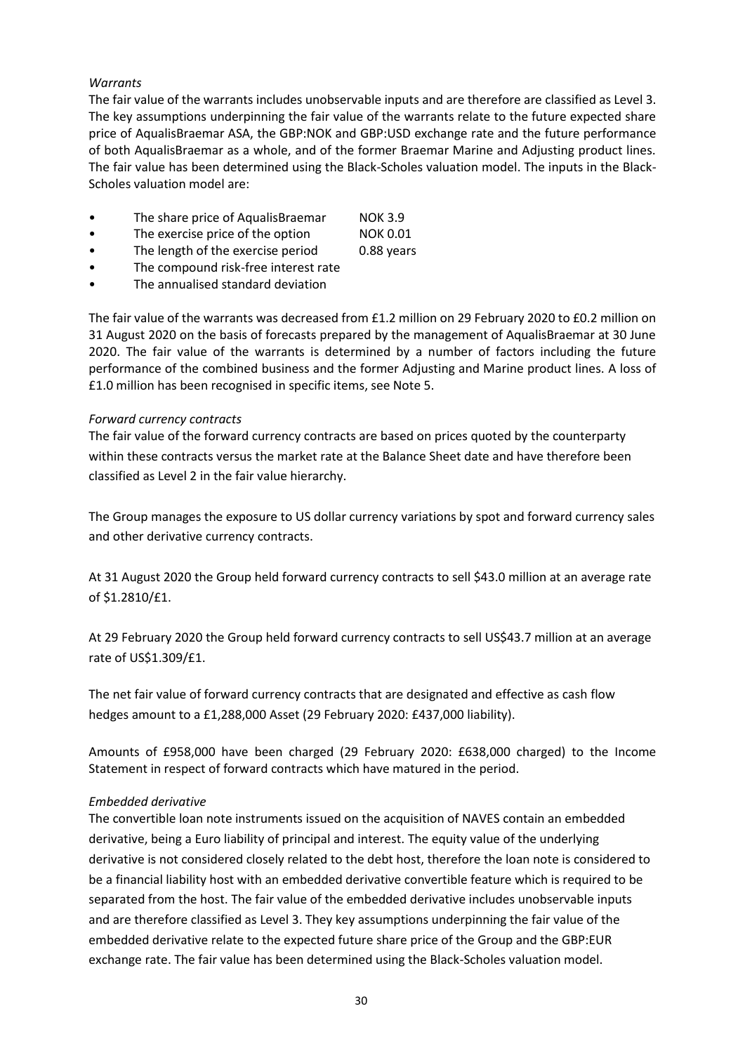*Warrants*

The fair value of the warrants includes unobservable inputs and are therefore are classified as Level 3. The key assumptions underpinning the fair value of the warrants relate to the future expected share price of AqualisBraemar ASA, the GBP:NOK and GBP:USD exchange rate and the future performance of both AqualisBraemar as a whole, and of the former Braemar Marine and Adjusting product lines. The fair value has been determined using the Black-Scholes valuation model. The inputs in the Black-Scholes valuation model are:

- The share price of AqualisBraemar NOK 3.9
- The exercise price of the option NOK 0.01
- The length of the exercise period 0.88 years
- The compound risk-free interest rate
- The annualised standard deviation

The fair value of the warrants was decreased from £1.2 million on 29 February 2020 to £0.2 million on 31 August 2020 on the basis of forecasts prepared by the management of AqualisBraemar at 30 June 2020. The fair value of the warrants is determined by a number of factors including the future performance of the combined business and the former Adjusting and Marine product lines. A loss of £1.0 million has been recognised in specific items, see Note 5.

*Forward currency contracts*

The fair value of the forward currency contracts are based on prices quoted by the counterparty within these contracts versus the market rate at the Balance Sheet date and have therefore been classified as Level 2 in the fair value hierarchy.

The Group manages the exposure to US dollar currency variations by spot and forward currency sales and other derivative currency contracts.

At 31 August 2020 the Group held forward currency contracts to sell $43.0 million at an average rate of $1.2810/£1.

At 29 February 2020 the Group held forward currency contracts to sell US$43.7 million at an average rate of US$1.309/£1.

The net fair value of forward currency contracts that are designated and effective as cash flow hedges amount to a £1,288,000 Asset (29 February 2020: £437,000 liability).

Amounts of £958,000 have been charged (29 February 2020: £638,000 charged) to the Income Statement in respect of forward contracts which have matured in the period.

*Embedded derivative*

The convertible loan note instruments issued on the acquisition of NAVES contain an embedded derivative, being a Euro liability of principal and interest. The equity value of the underlying derivative is not considered closely related to the debt host, therefore the loan note is considered to be a financial liability host with an embedded derivative convertible feature which is required to be separated from the host. The fair value of the embedded derivative includes unobservable inputs and are therefore classified as Level 3. They key assumptions underpinning the fair value of the embedded derivative relate to the expected future share price of the Group and the GBP:EUR exchange rate. The fair value has been determined using the Black-Scholes valuation model.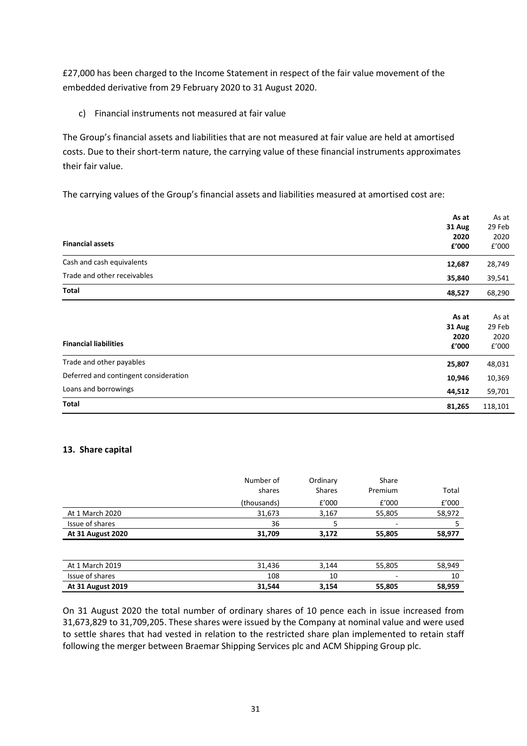£27,000 has been charged to the Income Statement in respect of the fair value movement of the embedded derivative from 29 February 2020 to 31 August 2020.

c) Financial instruments not measured at fair value

The Group's financial assets and liabilities that are not measured at fair value are held at amortised costs. Due to their short-term nature, the carrying value of these financial instruments approximates their fair value.

The carrying values of the Group's financial assets and liabilities measured at amortised cost are:

| **Financial assets** | **As at 31 Aug 2020 £'000** | As at 29 Feb 2020 £'000 |
|---|---|---|
| Cash and cash equivalents | **12,687** | 28,749 |
| Trade and other receivables | **35,840** | 39,541 |
| **Total** | **48,527** | 68,290 |

| **Financial liabilities** | **As at 31 Aug 2020 £'000** | As at 29 Feb 2020 £'000 |
|---|---|---|
| Trade and other payables | **25,807** | 48,031 |
| Deferred and contingent consideration | **10,946** | 10,369 |
| Loans and borrowings | **44,512** | 59,701 |
| **Total** | **81,265** | 118,101 |

## 13. Share capital

| | Number of shares (thousands) | Ordinary Shares £'000 | Share Premium £'000 | Total £'000 |
|---|---|---|---|---|
| At 1 March 2020 | 31,673 | 3,167 | 55,805 | 58,972 |
| Issue of shares | 36 | 5 | - | 5 |
| **At 31 August 2020** | **31,709** | **3,172** | **55,805** | **58,977** |
| | | | | |
| At 1 March 2019 | 31,436 | 3,144 | 55,805 | 58,949 |
| Issue of shares | 108 | 10 | - | 10 |
| **At 31 August 2019** | **31,544** | **3,154** | **55,805** | **58,959** |

On 31 August 2020 the total number of ordinary shares of 10 pence each in issue increased from 31,673,829 to 31,709,205. These shares were issued by the Company at nominal value and were used to settle shares that had vested in relation to the restricted share plan implemented to retain staff following the merger between Braemar Shipping Services plc and ACM Shipping Group plc.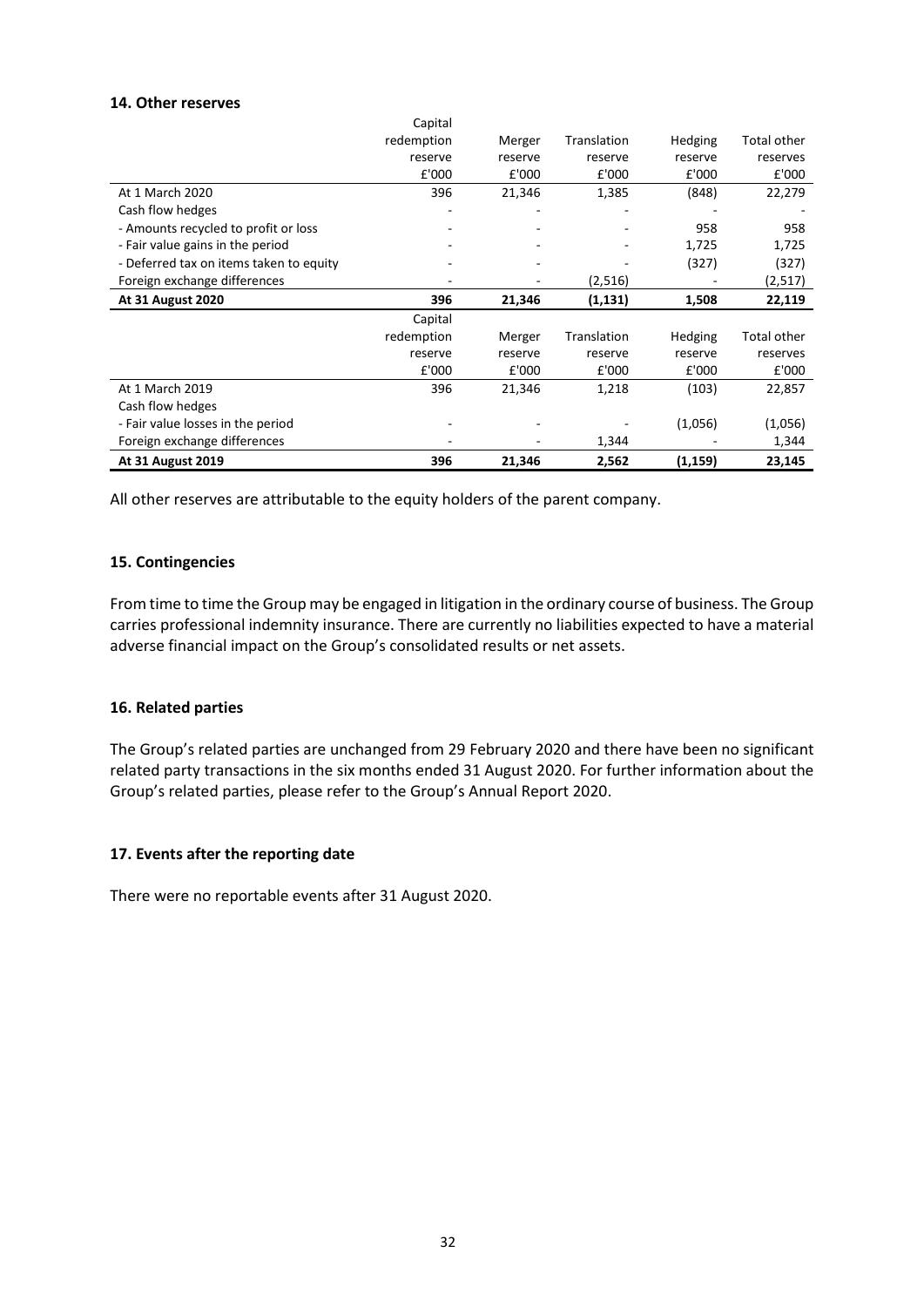## 14. Other reserves

| | Capital redemption reserve £'000 | Merger reserve £'000 | Translation reserve £'000 | Hedging reserve £'000 | Total other reserves £'000 |
|---|---|---|---|---|---|
| At 1 March 2020 | 396 | 21,346 | 1,385 | (848) | 22,279 |
| Cash flow hedges | | | | | |
| - Amounts recycled to profit or loss | - | - | - | 958 | 958 |
| - Fair value gains in the period | - | - | - | 1,725 | 1,725 |
| - Deferred tax on items taken to equity | - | - | - | (327) | (327) |
| Foreign exchange differences | - | - | (2,516) | - | (2,517) |
| **At 31 August 2020** | **396** | **21,346** | **(1,131)** | **1,508** | **22,119** |

| | Capital redemption reserve £'000 | Merger reserve £'000 | Translation reserve £'000 | Hedging reserve £'000 | Total other reserves £'000 |
|---|---|---|---|---|---|
| At 1 March 2019 | 396 | 21,346 | 1,218 | (103) | 22,857 |
| Cash flow hedges | | | | | |
| - Fair value losses in the period | - | - | - | (1,056) | (1,056) |
| Foreign exchange differences | - | - | 1,344 | - | 1,344 |
| **At 31 August 2019** | **396** | **21,346** | **2,562** | **(1,159)** | **23,145** |

All other reserves are attributable to the equity holders of the parent company.

## 15. Contingencies

From time to time the Group may be engaged in litigation in the ordinary course of business. The Group carries professional indemnity insurance. There are currently no liabilities expected to have a material adverse financial impact on the Group's consolidated results or net assets.

## 16. Related parties

The Group's related parties are unchanged from 29 February 2020 and there have been no significant related party transactions in the six months ended 31 August 2020. For further information about the Group's related parties, please refer to the Group's Annual Report 2020.

## 17. Events after the reporting date

There were no reportable events after 31 August 2020.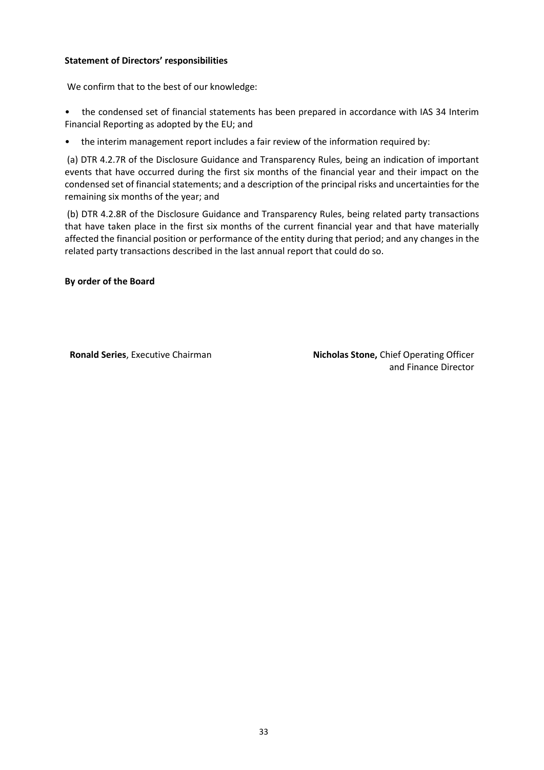**Statement of Directors' responsibilities**

We confirm that to the best of our knowledge:

- the condensed set of financial statements has been prepared in accordance with IAS 34 Interim Financial Reporting as adopted by the EU; and
- the interim management report includes a fair review of the information required by:

(a) DTR 4.2.7R of the Disclosure Guidance and Transparency Rules, being an indication of important events that have occurred during the first six months of the financial year and their impact on the condensed set of financial statements; and a description of the principal risks and uncertainties for the remaining six months of the year; and

(b) DTR 4.2.8R of the Disclosure Guidance and Transparency Rules, being related party transactions that have taken place in the first six months of the current financial year and that have materially affected the financial position or performance of the entity during that period; and any changes in the related party transactions described in the last annual report that could do so.

**By order of the Board**

**Ronald Series**, Executive Chairman

**Nicholas Stone,** Chief Operating Officer and Finance Director